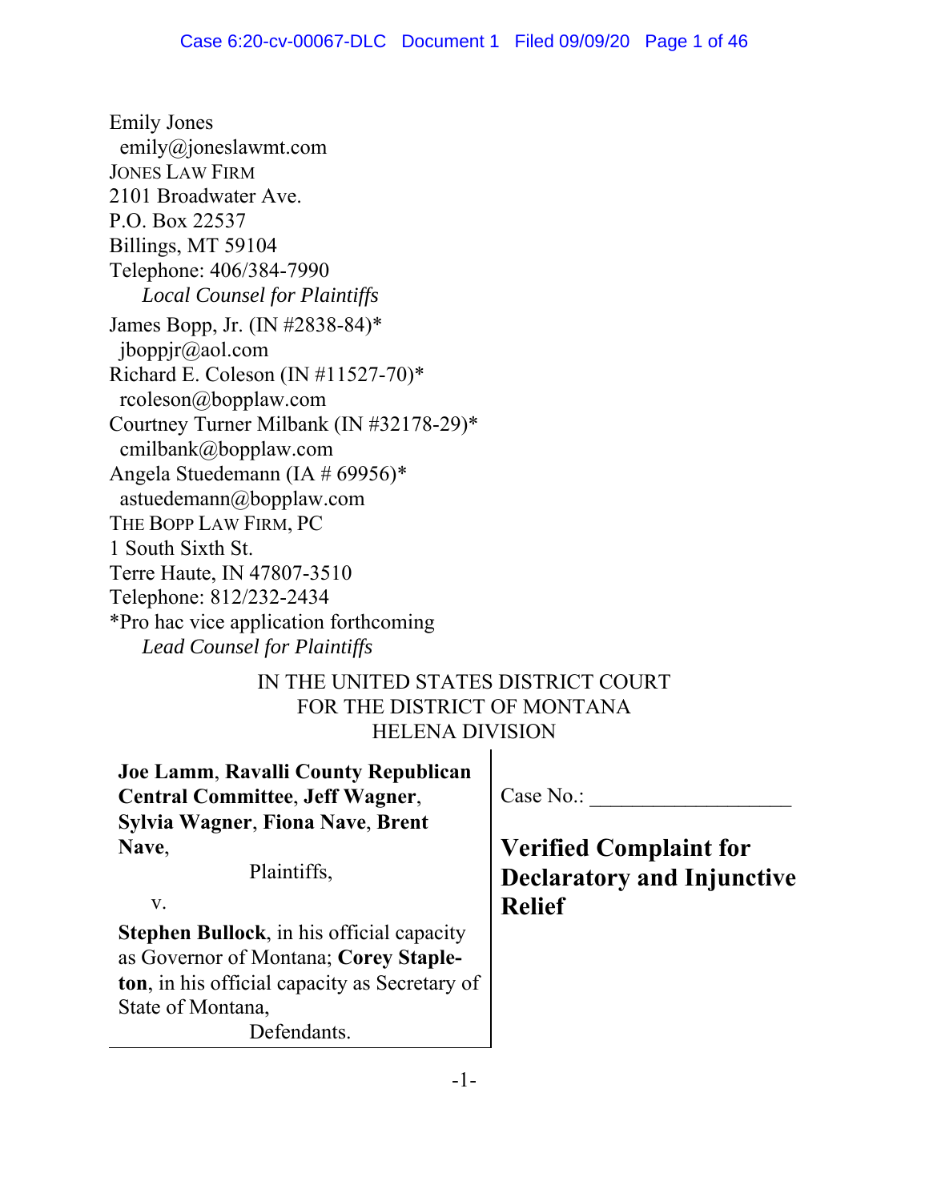Emily Jones
emily@joneslawmt.com
JONES LAW FIRM
2101 Broadwater Ave.
P.O. Box 22537
Billings, MT 59104
Telephone: 406/384-7990
*Local Counsel for Plaintiffs*

James Bopp, Jr. (IN #2838-84)*
jboppjr@aol.com
Richard E. Coleson (IN #11527-70)*
rcoleson@bopplaw.com
Courtney Turner Milbank (IN #32178-29)*
cmilbank@bopplaw.com
Angela Stuedemann (IA # 69956)*
astuedemann@bopplaw.com
THE BOPP LAW FIRM, PC
1 South Sixth St.
Terre Haute, IN 47807-3510
Telephone: 812/232-2434
*Pro hac vice application forthcoming
*Lead Counsel for Plaintiffs*

IN THE UNITED STATES DISTRICT COURT
FOR THE DISTRICT OF MONTANA
HELENA DIVISION

**Joe Lamm**, **Ravalli County Republican Central Committee**, **Jeff Wagner**, **Sylvia Wagner**, **Fiona Nave**, **Brent Nave**,

Plaintiffs,

v.

**Stephen Bullock**, in his official capacity as Governor of Montana; **Corey Stapleton**, in his official capacity as Secretary of State of Montana,

Defendants.

Case No.: ___________________

**Verified Complaint for Declaratory and Injunctive Relief**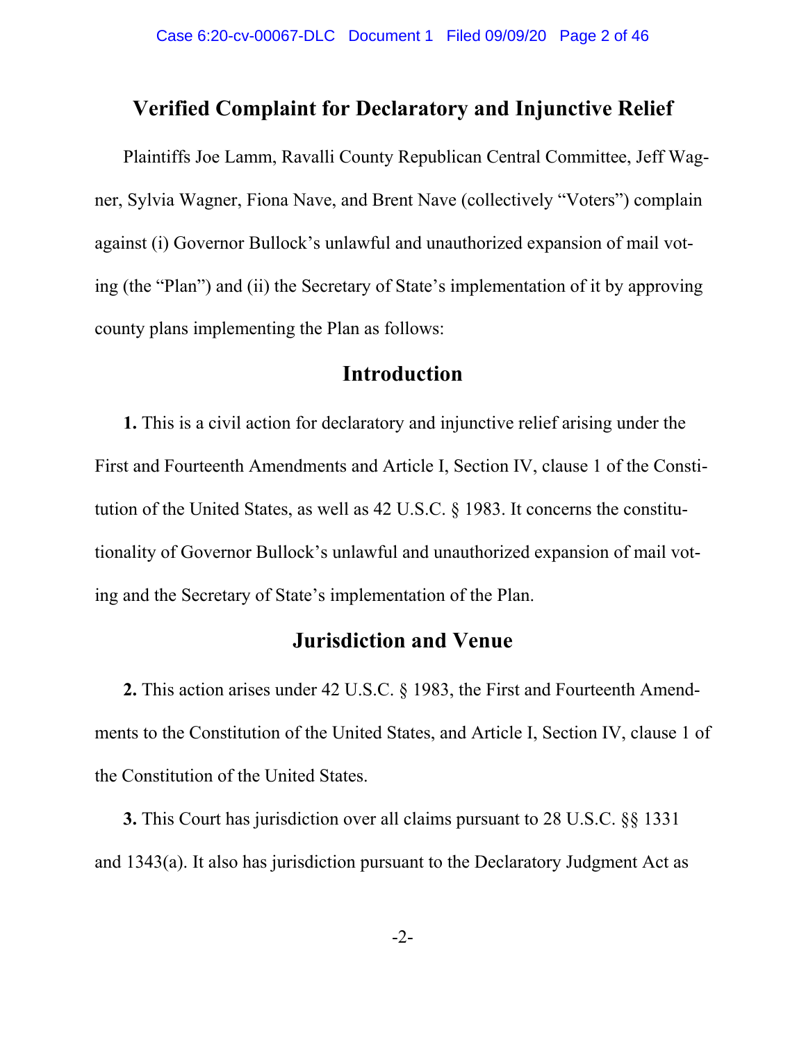# Verified Complaint for Declaratory and Injunctive Relief

Plaintiffs Joe Lamm, Ravalli County Republican Central Committee, Jeff Wagner, Sylvia Wagner, Fiona Nave, and Brent Nave (collectively "Voters") complain against (i) Governor Bullock's unlawful and unauthorized expansion of mail voting (the "Plan") and (ii) the Secretary of State's implementation of it by approving county plans implementing the Plan as follows:

## Introduction

**1.** This is a civil action for declaratory and injunctive relief arising under the First and Fourteenth Amendments and Article I, Section IV, clause 1 of the Constitution of the United States, as well as 42 U.S.C. § 1983. It concerns the constitutionality of Governor Bullock's unlawful and unauthorized expansion of mail voting and the Secretary of State's implementation of the Plan.

## Jurisdiction and Venue

**2.** This action arises under 42 U.S.C. § 1983, the First and Fourteenth Amendments to the Constitution of the United States, and Article I, Section IV, clause 1 of the Constitution of the United States.

**3.** This Court has jurisdiction over all claims pursuant to 28 U.S.C. §§ 1331 and 1343(a). It also has jurisdiction pursuant to the Declaratory Judgment Act as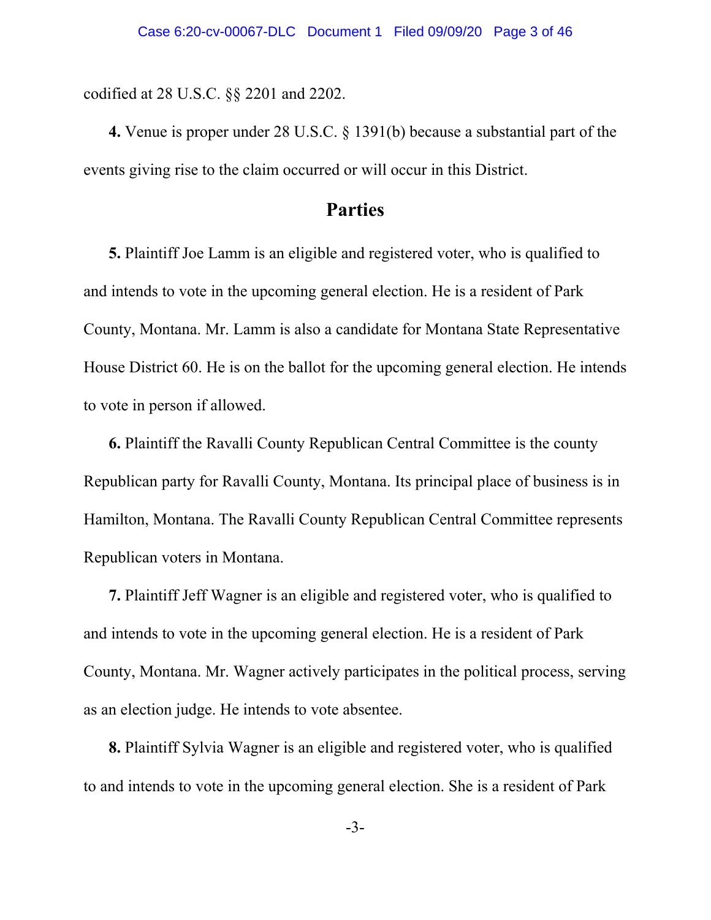codified at 28 U.S.C. §§ 2201 and 2202.

**4.** Venue is proper under 28 U.S.C. § 1391(b) because a substantial part of the events giving rise to the claim occurred or will occur in this District.

## Parties

**5.** Plaintiff Joe Lamm is an eligible and registered voter, who is qualified to and intends to vote in the upcoming general election. He is a resident of Park County, Montana. Mr. Lamm is also a candidate for Montana State Representative House District 60. He is on the ballot for the upcoming general election. He intends to vote in person if allowed.

**6.** Plaintiff the Ravalli County Republican Central Committee is the county Republican party for Ravalli County, Montana. Its principal place of business is in Hamilton, Montana. The Ravalli County Republican Central Committee represents Republican voters in Montana.

**7.** Plaintiff Jeff Wagner is an eligible and registered voter, who is qualified to and intends to vote in the upcoming general election. He is a resident of Park County, Montana. Mr. Wagner actively participates in the political process, serving as an election judge. He intends to vote absentee.

**8.** Plaintiff Sylvia Wagner is an eligible and registered voter, who is qualified to and intends to vote in the upcoming general election. She is a resident of Park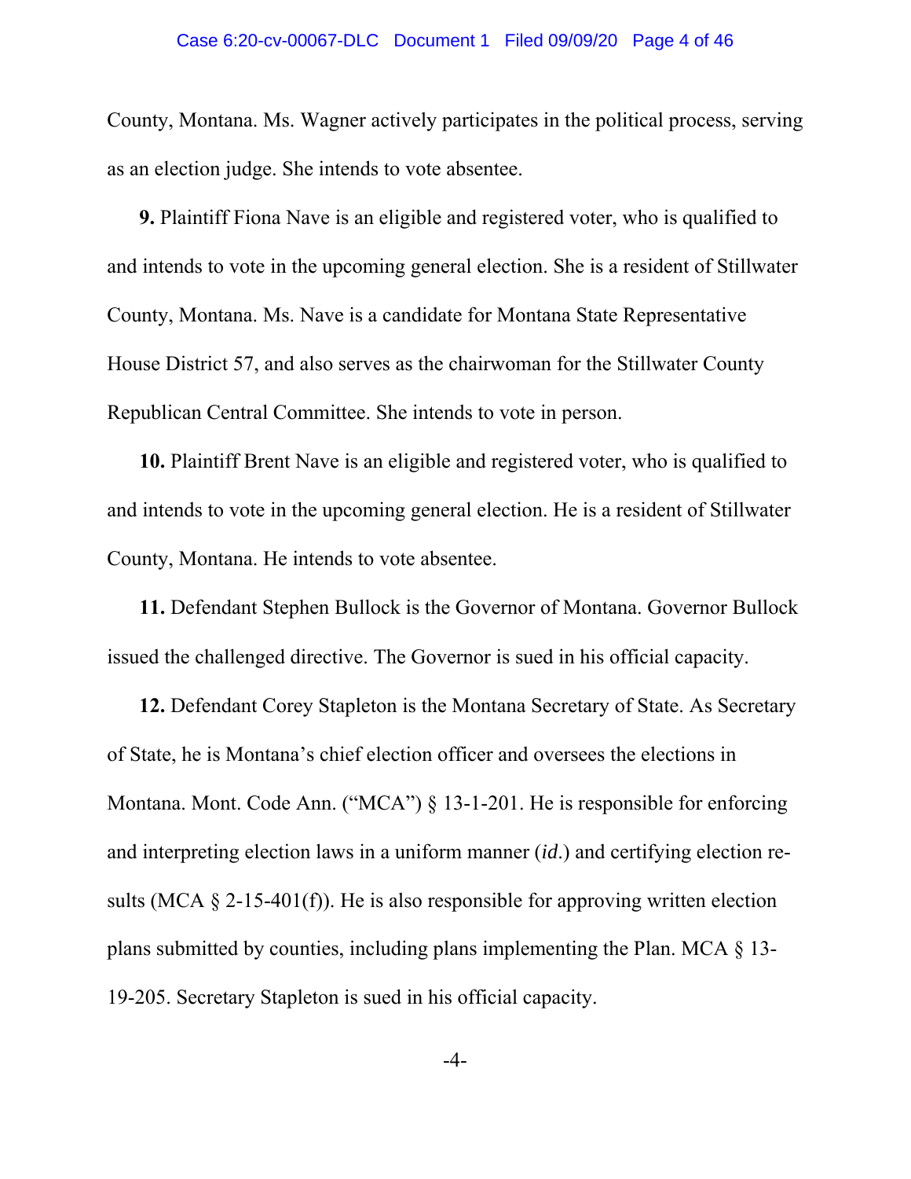County, Montana. Ms. Wagner actively participates in the political process, serving as an election judge. She intends to vote absentee.

**9.** Plaintiff Fiona Nave is an eligible and registered voter, who is qualified to and intends to vote in the upcoming general election. She is a resident of Stillwater County, Montana. Ms. Nave is a candidate for Montana State Representative House District 57, and also serves as the chairwoman for the Stillwater County Republican Central Committee. She intends to vote in person.

**10.** Plaintiff Brent Nave is an eligible and registered voter, who is qualified to and intends to vote in the upcoming general election. He is a resident of Stillwater County, Montana. He intends to vote absentee.

**11.** Defendant Stephen Bullock is the Governor of Montana. Governor Bullock issued the challenged directive. The Governor is sued in his official capacity.

**12.** Defendant Corey Stapleton is the Montana Secretary of State. As Secretary of State, he is Montana's chief election officer and oversees the elections in Montana. Mont. Code Ann. ("MCA") § 13-1-201. He is responsible for enforcing and interpreting election laws in a uniform manner (*id.*) and certifying election results (MCA § 2-15-401(f)). He is also responsible for approving written election plans submitted by counties, including plans implementing the Plan. MCA § 13-19-205. Secretary Stapleton is sued in his official capacity.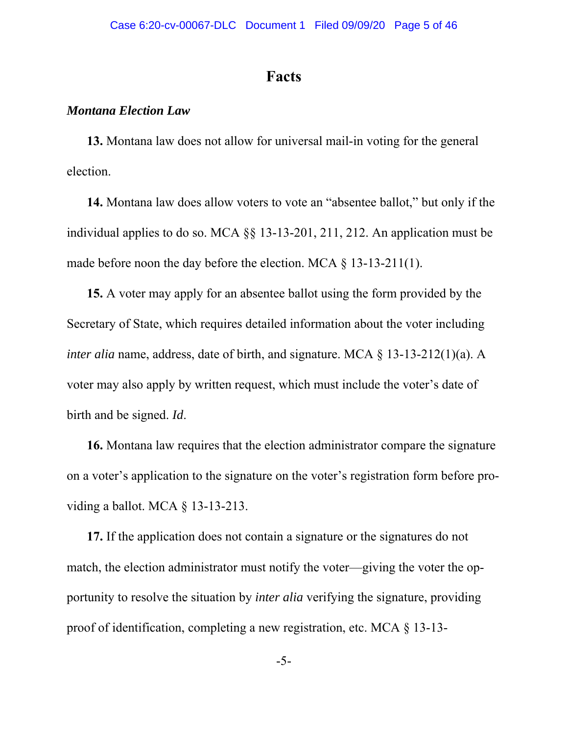# Facts

***Montana Election Law***

**13.** Montana law does not allow for universal mail-in voting for the general election.

**14.** Montana law does allow voters to vote an "absentee ballot," but only if the individual applies to do so. MCA §§ 13-13-201, 211, 212. An application must be made before noon the day before the election. MCA § 13-13-211(1).

**15.** A voter may apply for an absentee ballot using the form provided by the Secretary of State, which requires detailed information about the voter including *inter alia* name, address, date of birth, and signature. MCA § 13-13-212(1)(a). A voter may also apply by written request, which must include the voter's date of birth and be signed. *Id*.

**16.** Montana law requires that the election administrator compare the signature on a voter's application to the signature on the voter's registration form before providing a ballot. MCA § 13-13-213.

**17.** If the application does not contain a signature or the signatures do not match, the election administrator must notify the voter—giving the voter the opportunity to resolve the situation by *inter alia* verifying the signature, providing proof of identification, completing a new registration, etc. MCA § 13-13-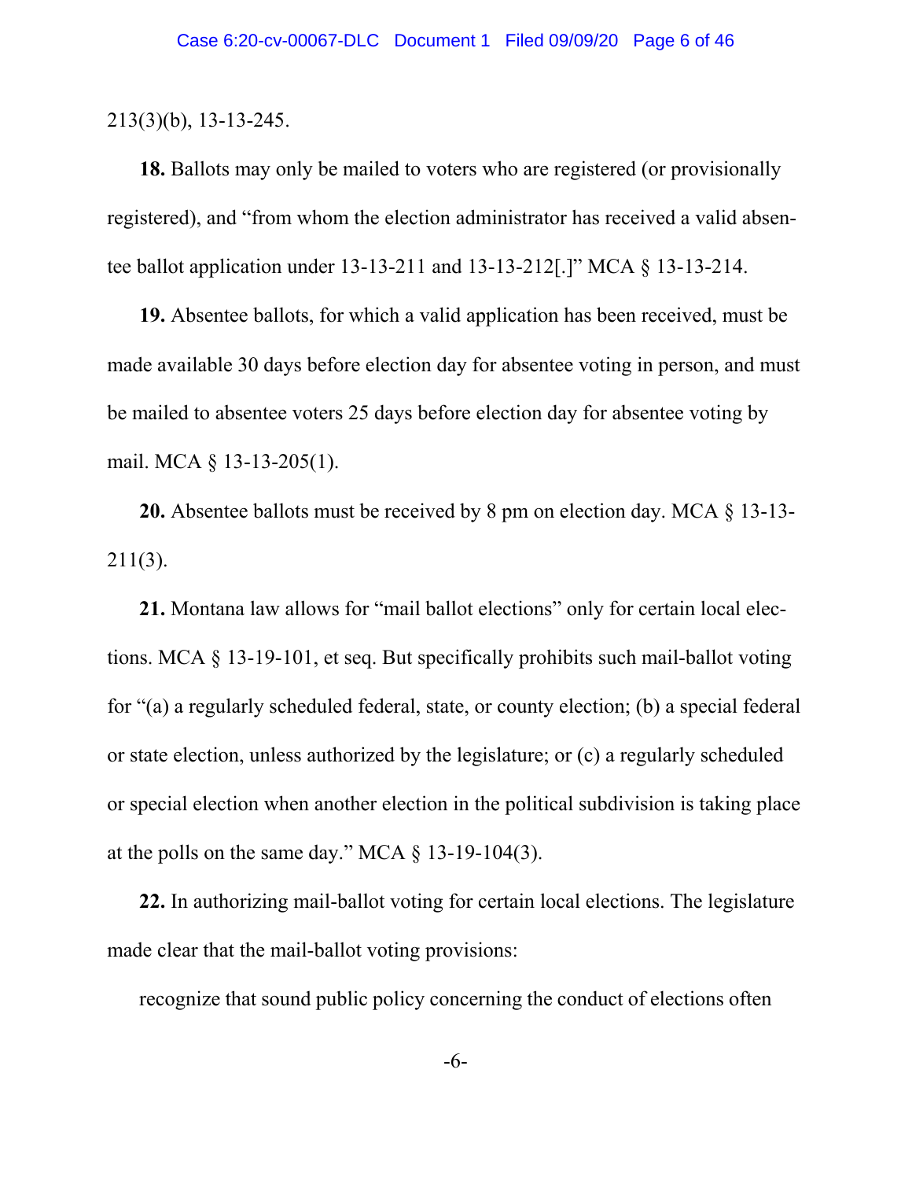213(3)(b), 13-13-245.

**18.** Ballots may only be mailed to voters who are registered (or provisionally registered), and "from whom the election administrator has received a valid absentee ballot application under 13-13-211 and 13-13-212[.]" MCA § 13-13-214.

**19.** Absentee ballots, for which a valid application has been received, must be made available 30 days before election day for absentee voting in person, and must be mailed to absentee voters 25 days before election day for absentee voting by mail. MCA § 13-13-205(1).

**20.** Absentee ballots must be received by 8 pm on election day. MCA § 13-13-211(3).

**21.** Montana law allows for "mail ballot elections" only for certain local elections. MCA § 13-19-101, et seq. But specifically prohibits such mail-ballot voting for "(a) a regularly scheduled federal, state, or county election; (b) a special federal or state election, unless authorized by the legislature; or (c) a regularly scheduled or special election when another election in the political subdivision is taking place at the polls on the same day." MCA § 13-19-104(3).

**22.** In authorizing mail-ballot voting for certain local elections. The legislature made clear that the mail-ballot voting provisions:

> recognize that sound public policy concerning the conduct of elections often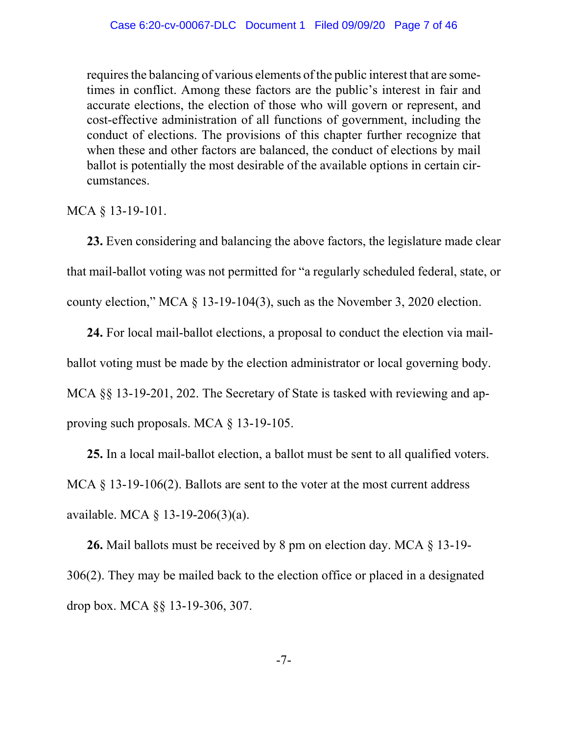> requires the balancing of various elements of the public interest that are sometimes in conflict. Among these factors are the public's interest in fair and accurate elections, the election of those who will govern or represent, and cost-effective administration of all functions of government, including the conduct of elections. The provisions of this chapter further recognize that when these and other factors are balanced, the conduct of elections by mail ballot is potentially the most desirable of the available options in certain circumstances.

MCA § 13-19-101.

**23.** Even considering and balancing the above factors, the legislature made clear that mail-ballot voting was not permitted for "a regularly scheduled federal, state, or county election," MCA § 13-19-104(3), such as the November 3, 2020 election.

**24.** For local mail-ballot elections, a proposal to conduct the election via mail-ballot voting must be made by the election administrator or local governing body. MCA §§ 13-19-201, 202. The Secretary of State is tasked with reviewing and approving such proposals. MCA § 13-19-105.

**25.** In a local mail-ballot election, a ballot must be sent to all qualified voters. MCA § 13-19-106(2). Ballots are sent to the voter at the most current address available. MCA § 13-19-206(3)(a).

**26.** Mail ballots must be received by 8 pm on election day. MCA § 13-19-306(2). They may be mailed back to the election office or placed in a designated drop box. MCA §§ 13-19-306, 307.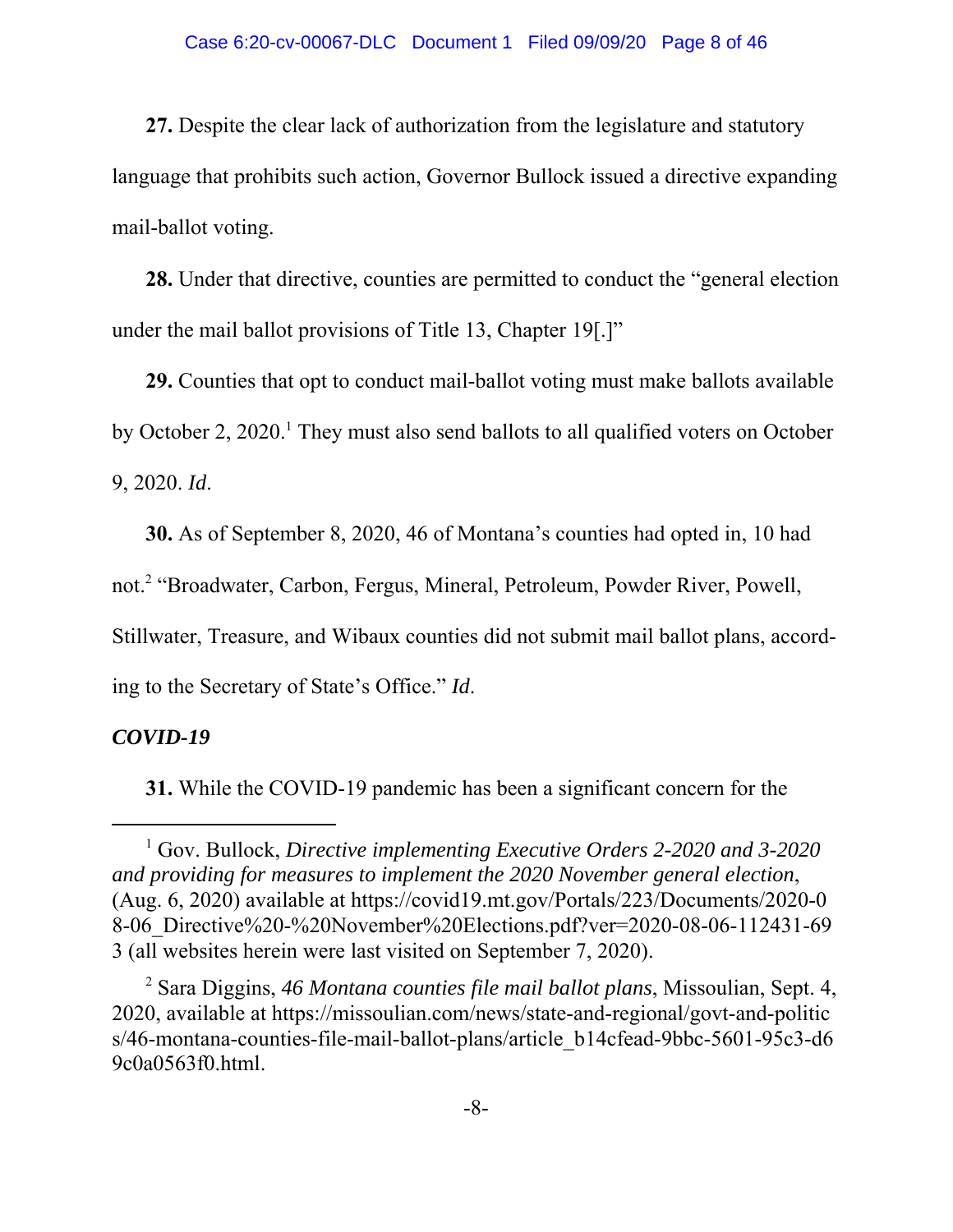**27.** Despite the clear lack of authorization from the legislature and statutory language that prohibits such action, Governor Bullock issued a directive expanding mail-ballot voting.

**28.** Under that directive, counties are permitted to conduct the "general election under the mail ballot provisions of Title 13, Chapter 19[.]"

**29.** Counties that opt to conduct mail-ballot voting must make ballots available by October 2, 2020.[1] They must also send ballots to all qualified voters on October 9, 2020. *Id*.

**30.** As of September 8, 2020, 46 of Montana's counties had opted in, 10 had not.[2] "Broadwater, Carbon, Fergus, Mineral, Petroleum, Powder River, Powell, Stillwater, Treasure, and Wibaux counties did not submit mail ballot plans, according to the Secretary of State's Office." *Id*.

***COVID-19***

**31.** While the COVID-19 pandemic has been a significant concern for the

---

[1] Gov. Bullock, *Directive implementing Executive Orders 2-2020 and 3-2020 and providing for measures to implement the 2020 November general election*, (Aug. 6, 2020) available at https://covid19.mt.gov/Portals/223/Documents/2020-08-06_Directive%20-%20November%20Elections.pdf?ver=2020-08-06-112431-693 (all websites herein were last visited on September 7, 2020).

[2] Sara Diggins, *46 Montana counties file mail ballot plans*, Missoulian, Sept. 4, 2020, available at https://missoulian.com/news/state-and-regional/govt-and-politics/46-montana-counties-file-mail-ballot-plans/article_b14cfead-9bbc-5601-95c3-d69c0a0563f0.html.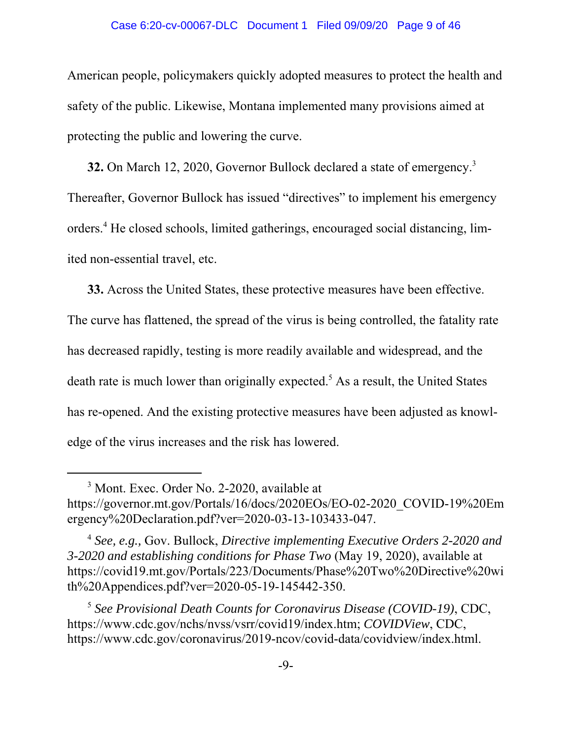American people, policymakers quickly adopted measures to protect the health and safety of the public. Likewise, Montana implemented many provisions aimed at protecting the public and lowering the curve.

**32.** On March 12, 2020, Governor Bullock declared a state of emergency.[3] Thereafter, Governor Bullock has issued "directives" to implement his emergency orders.[4] He closed schools, limited gatherings, encouraged social distancing, limited non-essential travel, etc.

**33.** Across the United States, these protective measures have been effective. The curve has flattened, the spread of the virus is being controlled, the fatality rate has decreased rapidly, testing is more readily available and widespread, and the death rate is much lower than originally expected.[5] As a result, the United States has re-opened. And the existing protective measures have been adjusted as knowledge of the virus increases and the risk has lowered.

---

[3] Mont. Exec. Order No. 2-2020, available at https://governor.mt.gov/Portals/16/docs/2020EOs/EO-02-2020_COVID-19%20Emergency%20Declaration.pdf?ver=2020-03-13-103433-047.

[4] *See, e.g.,* Gov. Bullock, *Directive implementing Executive Orders 2-2020 and 3-2020 and establishing conditions for Phase Two* (May 19, 2020), available at https://covid19.mt.gov/Portals/223/Documents/Phase%20Two%20Directive%20with%20Appendices.pdf?ver=2020-05-19-145442-350.

[5] *See Provisional Death Counts for Coronavirus Disease (COVID-19)*, CDC, https://www.cdc.gov/nchs/nvss/vsrr/covid19/index.htm; *COVIDView*, CDC, https://www.cdc.gov/coronavirus/2019-ncov/covid-data/covidview/index.html.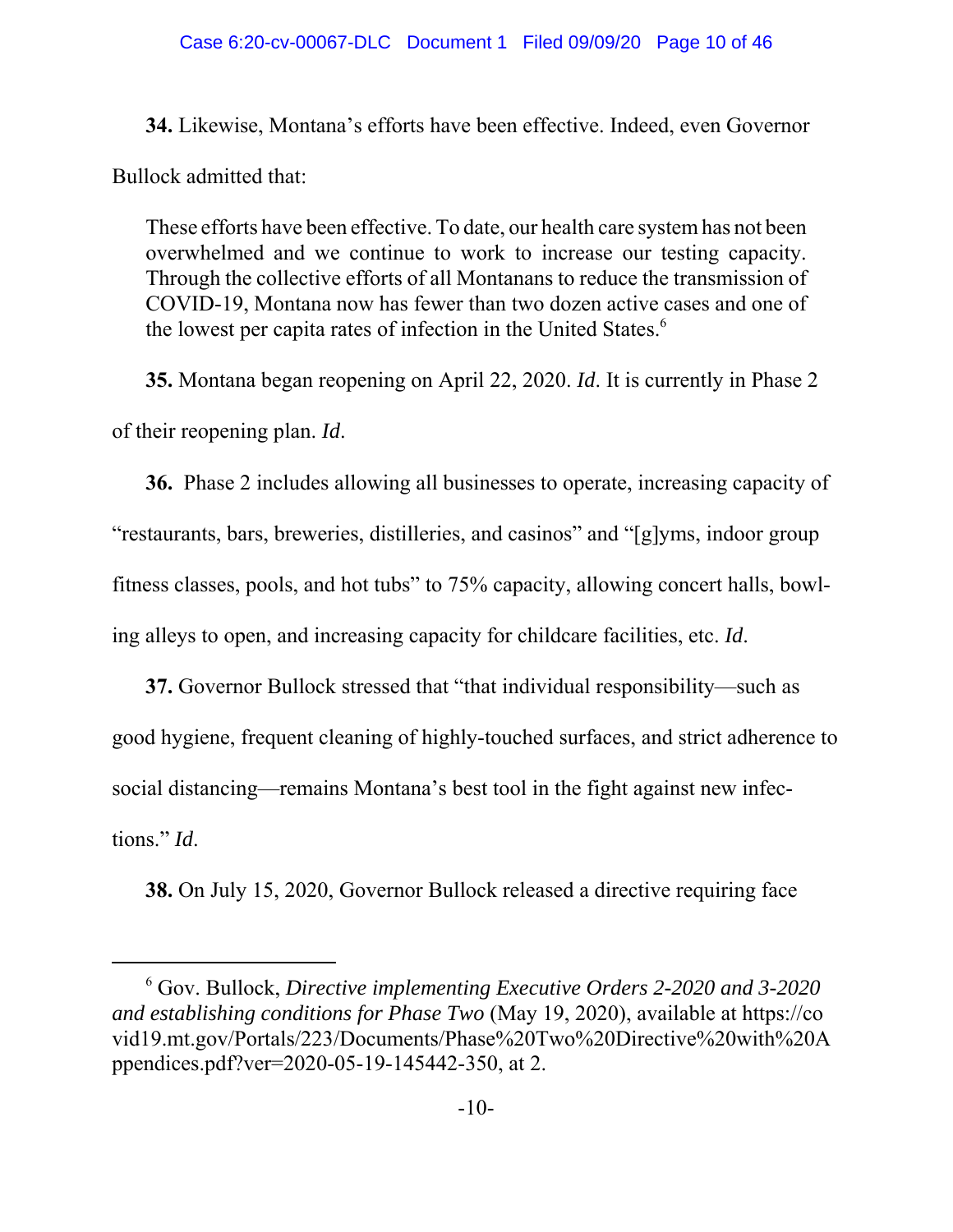**34.** Likewise, Montana's efforts have been effective. Indeed, even Governor Bullock admitted that:

> These efforts have been effective. To date, our health care system has not been overwhelmed and we continue to work to increase our testing capacity. Through the collective efforts of all Montanans to reduce the transmission of COVID-19, Montana now has fewer than two dozen active cases and one of the lowest per capita rates of infection in the United States.[6]

**35.** Montana began reopening on April 22, 2020. *Id*. It is currently in Phase 2 of their reopening plan. *Id*.

**36.** Phase 2 includes allowing all businesses to operate, increasing capacity of "restaurants, bars, breweries, distilleries, and casinos" and "[g]yms, indoor group fitness classes, pools, and hot tubs" to 75% capacity, allowing concert halls, bowling alleys to open, and increasing capacity for childcare facilities, etc. *Id*.

**37.** Governor Bullock stressed that "that individual responsibility—such as good hygiene, frequent cleaning of highly-touched surfaces, and strict adherence to social distancing—remains Montana's best tool in the fight against new infections." *Id*.

**38.** On July 15, 2020, Governor Bullock released a directive requiring face

---

[6] Gov. Bullock, *Directive implementing Executive Orders 2-2020 and 3-2020 and establishing conditions for Phase Two* (May 19, 2020), available at https://covid19.mt.gov/Portals/223/Documents/Phase%20Two%20Directive%20with%20Appendices.pdf?ver=2020-05-19-145442-350, at 2.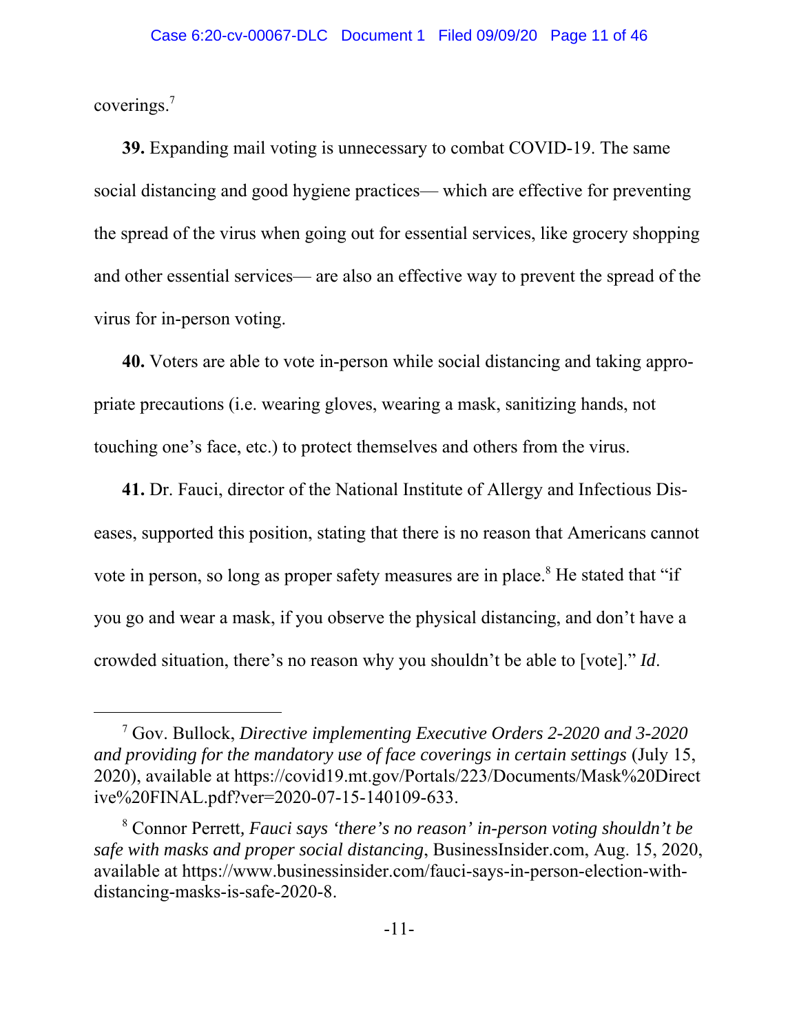coverings.[7]

**39.** Expanding mail voting is unnecessary to combat COVID-19. The same social distancing and good hygiene practices— which are effective for preventing the spread of the virus when going out for essential services, like grocery shopping and other essential services— are also an effective way to prevent the spread of the virus for in-person voting.

**40.** Voters are able to vote in-person while social distancing and taking appropriate precautions (i.e. wearing gloves, wearing a mask, sanitizing hands, not touching one's face, etc.) to protect themselves and others from the virus.

**41.** Dr. Fauci, director of the National Institute of Allergy and Infectious Diseases, supported this position, stating that there is no reason that Americans cannot vote in person, so long as proper safety measures are in place.[8] He stated that "if you go and wear a mask, if you observe the physical distancing, and don't have a crowded situation, there's no reason why you shouldn't be able to [vote]." *Id*.

---

[7] Gov. Bullock, *Directive implementing Executive Orders 2-2020 and 3-2020 and providing for the mandatory use of face coverings in certain settings* (July 15, 2020), available at https://covid19.mt.gov/Portals/223/Documents/Mask%20Directive%20FINAL.pdf?ver=2020-07-15-140109-633.

[8] Connor Perrett, *Fauci says 'there's no reason' in-person voting shouldn't be safe with masks and proper social distancing*, BusinessInsider.com, Aug. 15, 2020, available at https://www.businessinsider.com/fauci-says-in-person-election-with-distancing-masks-is-safe-2020-8.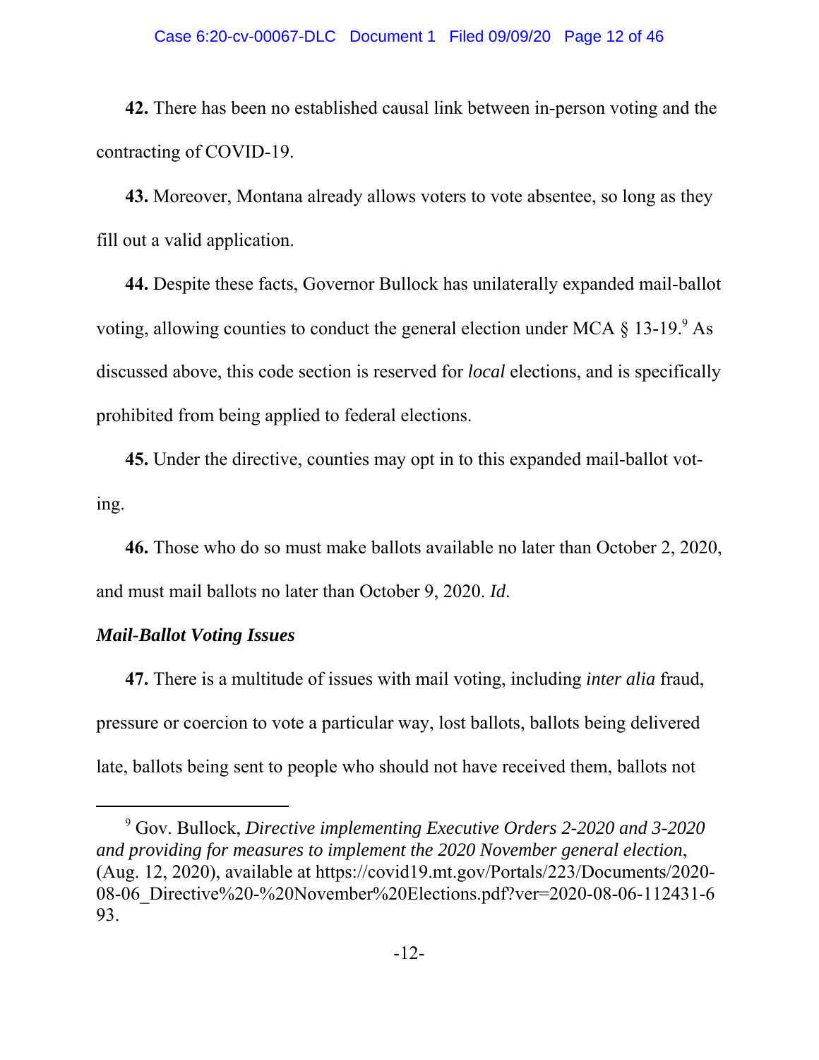**42.** There has been no established causal link between in-person voting and the contracting of COVID-19.

**43.** Moreover, Montana already allows voters to vote absentee, so long as they fill out a valid application.

**44.** Despite these facts, Governor Bullock has unilaterally expanded mail-ballot voting, allowing counties to conduct the general election under MCA § 13-19.[9] As discussed above, this code section is reserved for *local* elections, and is specifically prohibited from being applied to federal elections.

**45.** Under the directive, counties may opt in to this expanded mail-ballot voting.

**46.** Those who do so must make ballots available no later than October 2, 2020, and must mail ballots no later than October 9, 2020. *Id*.

***Mail-Ballot Voting Issues***

**47.** There is a multitude of issues with mail voting, including *inter alia* fraud, pressure or coercion to vote a particular way, lost ballots, ballots being delivered late, ballots being sent to people who should not have received them, ballots not

---

[9] Gov. Bullock, *Directive implementing Executive Orders 2-2020 and 3-2020 and providing for measures to implement the 2020 November general election*, (Aug. 12, 2020), available at https://covid19.mt.gov/Portals/223/Documents/2020-08-06_Directive%20-%20November%20Elections.pdf?ver=2020-08-06-112431-693.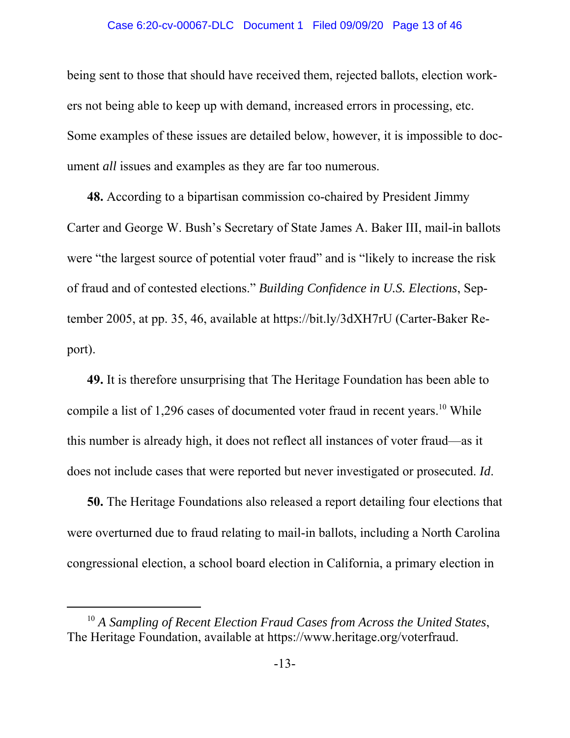being sent to those that should have received them, rejected ballots, election workers not being able to keep up with demand, increased errors in processing, etc. Some examples of these issues are detailed below, however, it is impossible to document *all* issues and examples as they are far too numerous.

**48.** According to a bipartisan commission co-chaired by President Jimmy Carter and George W. Bush's Secretary of State James A. Baker III, mail-in ballots were "the largest source of potential voter fraud" and is "likely to increase the risk of fraud and of contested elections." *Building Confidence in U.S. Elections*, September 2005, at pp. 35, 46, available at https://bit.ly/3dXH7rU (Carter-Baker Report).

**49.** It is therefore unsurprising that The Heritage Foundation has been able to compile a list of 1,296 cases of documented voter fraud in recent years.[10] While this number is already high, it does not reflect all instances of voter fraud—as it does not include cases that were reported but never investigated or prosecuted. *Id*.

**50.** The Heritage Foundations also released a report detailing four elections that were overturned due to fraud relating to mail-in ballots, including a North Carolina congressional election, a school board election in California, a primary election in

---

[10] *A Sampling of Recent Election Fraud Cases from Across the United States*, The Heritage Foundation, available at https://www.heritage.org/voterfraud.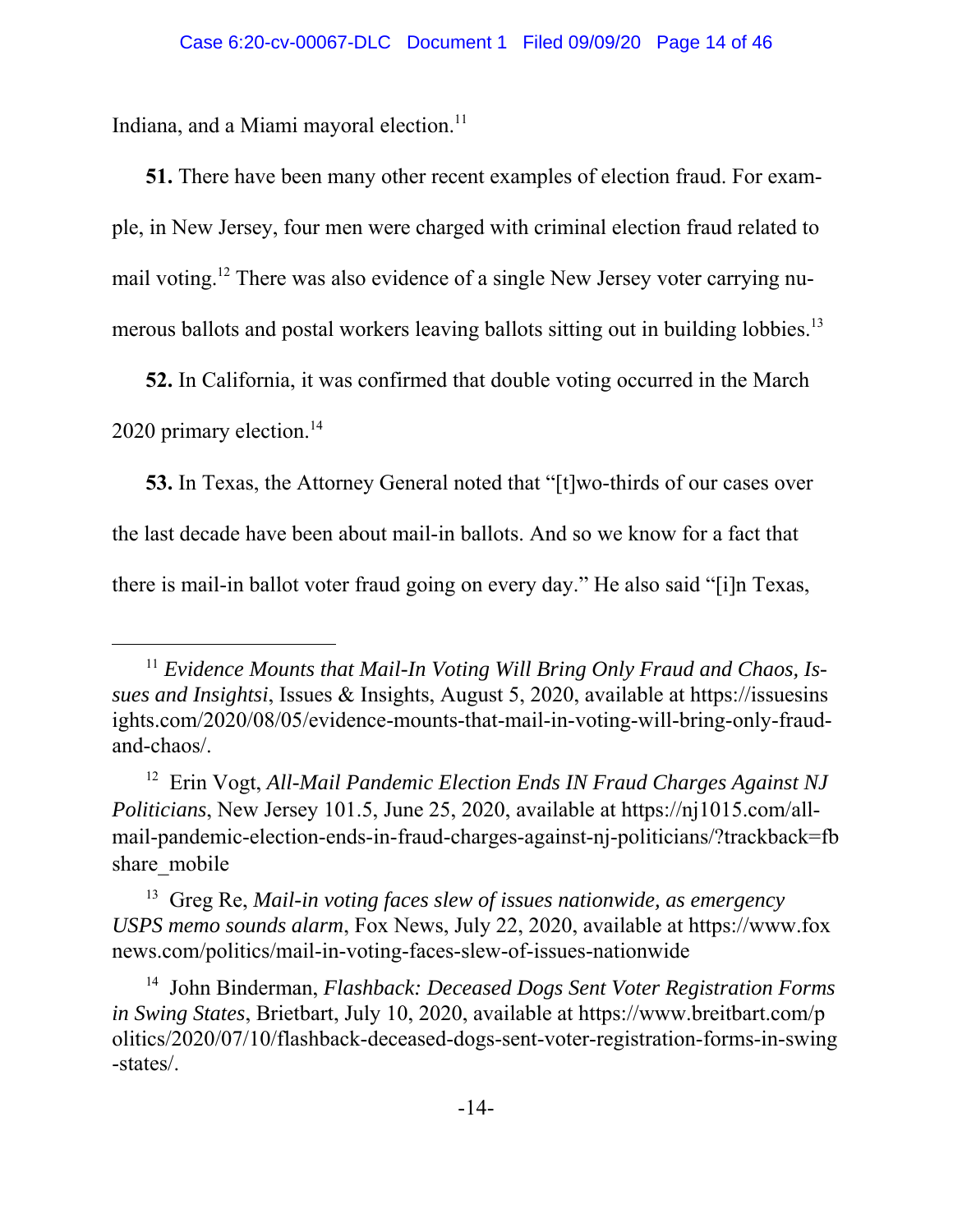Indiana, and a Miami mayoral election.[11]

**51.** There have been many other recent examples of election fraud. For example, in New Jersey, four men were charged with criminal election fraud related to mail voting.[12] There was also evidence of a single New Jersey voter carrying numerous ballots and postal workers leaving ballots sitting out in building lobbies.[13]

**52.** In California, it was confirmed that double voting occurred in the March 2020 primary election.[14]

**53.** In Texas, the Attorney General noted that "[t]wo-thirds of our cases over the last decade have been about mail-in ballots. And so we know for a fact that there is mail-in ballot voter fraud going on every day." He also said "[i]n Texas,

---

[11] *Evidence Mounts that Mail-In Voting Will Bring Only Fraud and Chaos, Issues and Insightsi*, Issues & Insights, August 5, 2020, available at https://issuesinsights.com/2020/08/05/evidence-mounts-that-mail-in-voting-will-bring-only-fraud-and-chaos/.

[12] Erin Vogt, *All-Mail Pandemic Election Ends IN Fraud Charges Against NJ Politicians*, New Jersey 101.5, June 25, 2020, available at https://nj1015.com/all-mail-pandemic-election-ends-in-fraud-charges-against-nj-politicians/?trackback=fbshare_mobile

[13] Greg Re, *Mail-in voting faces slew of issues nationwide, as emergency USPS memo sounds alarm*, Fox News, July 22, 2020, available at https://www.foxnews.com/politics/mail-in-voting-faces-slew-of-issues-nationwide

[14] John Binderman, *Flashback: Deceased Dogs Sent Voter Registration Forms in Swing States*, Breitbart, July 10, 2020, available at https://www.breitbart.com/politics/2020/07/10/flashback-deceased-dogs-sent-voter-registration-forms-in-swing-states/.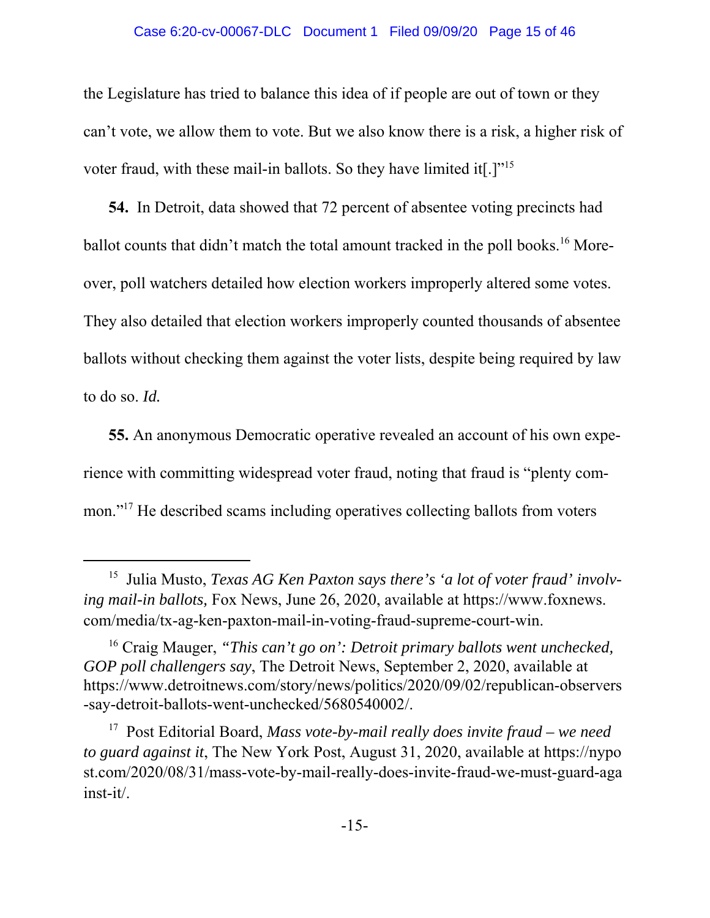the Legislature has tried to balance this idea of if people are out of town or they can't vote, we allow them to vote. But we also know there is a risk, a higher risk of voter fraud, with these mail-in ballots. So they have limited it[.]"[15]

**54.** In Detroit, data showed that 72 percent of absentee voting precincts had ballot counts that didn't match the total amount tracked in the poll books.[16] Moreover, poll watchers detailed how election workers improperly altered some votes. They also detailed that election workers improperly counted thousands of absentee ballots without checking them against the voter lists, despite being required by law to do so. *Id.*

**55.** An anonymous Democratic operative revealed an account of his own experience with committing widespread voter fraud, noting that fraud is "plenty common."[17] He described scams including operatives collecting ballots from voters

---

[15] Julia Musto, *Texas AG Ken Paxton says there's 'a lot of voter fraud' involving mail-in ballots,* Fox News, June 26, 2020, available at https://www.foxnews.com/media/tx-ag-ken-paxton-mail-in-voting-fraud-supreme-court-win.

[16] Craig Mauger, *"This can't go on': Detroit primary ballots went unchecked, GOP poll challengers say*, The Detroit News, September 2, 2020, available at https://www.detroitnews.com/story/news/politics/2020/09/02/republican-observers-say-detroit-ballots-went-unchecked/5680540002/.

[17] Post Editorial Board, *Mass vote-by-mail really does invite fraud – we need to guard against it*, The New York Post, August 31, 2020, available at https://nypost.com/2020/08/31/mass-vote-by-mail-really-does-invite-fraud-we-must-guard-against-it/.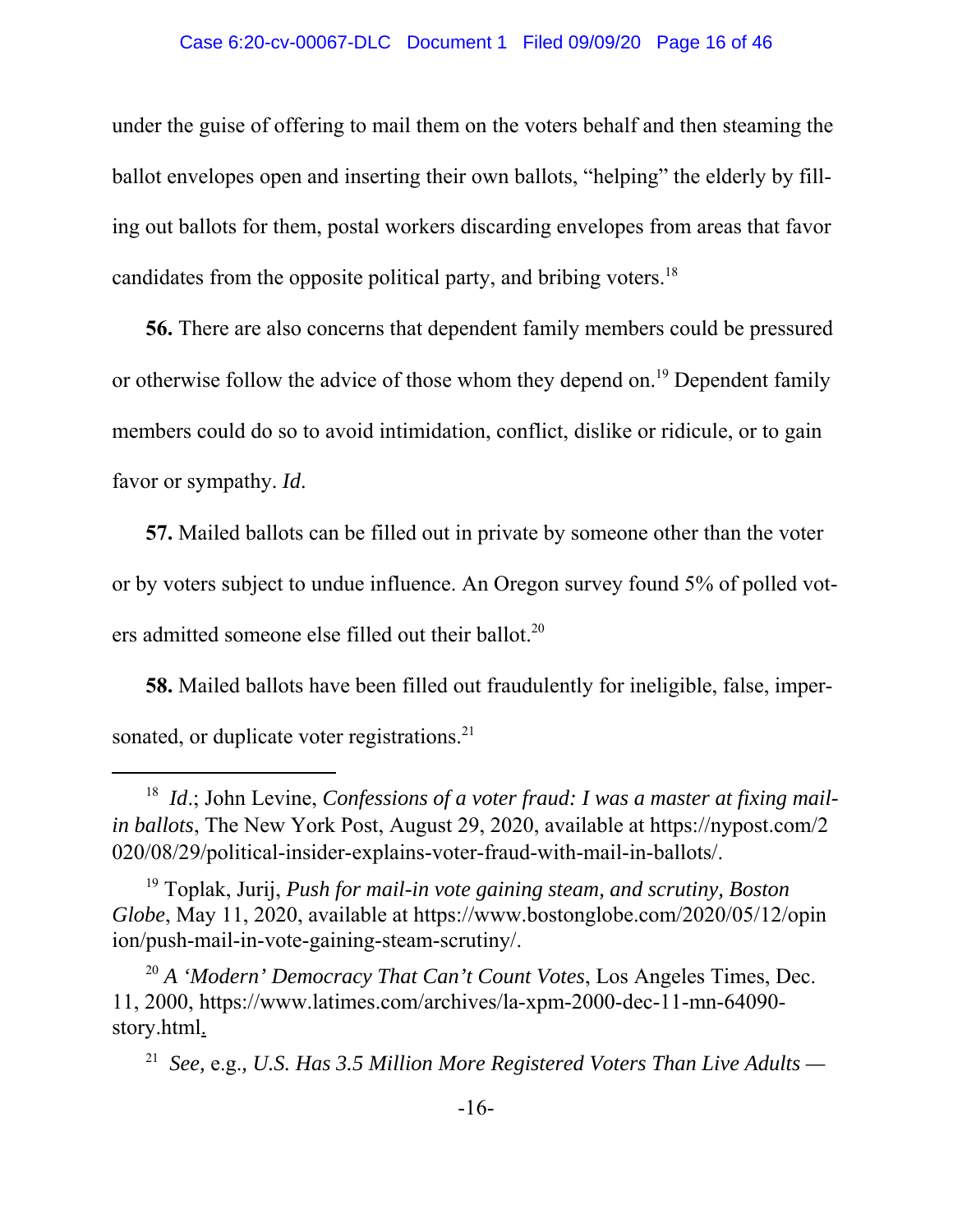under the guise of offering to mail them on the voters behalf and then steaming the ballot envelopes open and inserting their own ballots, "helping" the elderly by filling out ballots for them, postal workers discarding envelopes from areas that favor candidates from the opposite political party, and bribing voters.[18]

**56.** There are also concerns that dependent family members could be pressured or otherwise follow the advice of those whom they depend on.[19] Dependent family members could do so to avoid intimidation, conflict, dislike or ridicule, or to gain favor or sympathy. *Id*.

**57.** Mailed ballots can be filled out in private by someone other than the voter or by voters subject to undue influence. An Oregon survey found 5% of polled voters admitted someone else filled out their ballot.[20]

**58.** Mailed ballots have been filled out fraudulently for ineligible, false, impersonated, or duplicate voter registrations.[21]

---

[18] *Id*.; John Levine, *Confessions of a voter fraud: I was a master at fixing mail-in ballots*, The New York Post, August 29, 2020, available at https://nypost.com/2020/08/29/political-insider-explains-voter-fraud-with-mail-in-ballots/.

[19] Toplak, Jurij, *Push for mail-in vote gaining steam, and scrutiny, Boston Globe*, May 11, 2020, available at https://www.bostonglobe.com/2020/05/12/opinion/push-mail-in-vote-gaining-steam-scrutiny/.

[20] *A 'Modern' Democracy That Can't Count Votes*, Los Angeles Times, Dec. 11, 2000, https://www.latimes.com/archives/la-xpm-2000-dec-11-mn-64090-story.html.

[21] *See,* e.g.*, U.S. Has 3.5 Million More Registered Voters Than Live Adults —*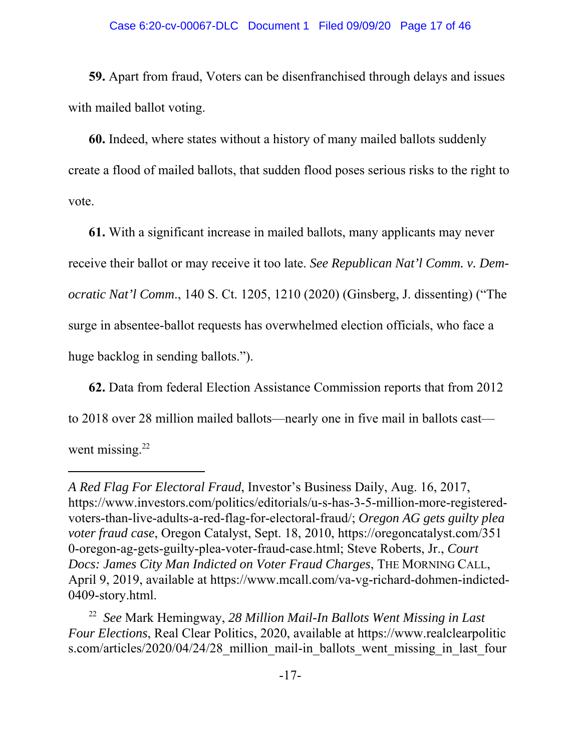**59.** Apart from fraud, Voters can be disenfranchised through delays and issues with mailed ballot voting.

**60.** Indeed, where states without a history of many mailed ballots suddenly create a flood of mailed ballots, that sudden flood poses serious risks to the right to vote.

**61.** With a significant increase in mailed ballots, many applicants may never receive their ballot or may receive it too late. *See Republican Nat'l Comm. v. Democratic Nat'l Comm*., 140 S. Ct. 1205, 1210 (2020) (Ginsberg, J. dissenting) ("The surge in absentee-ballot requests has overwhelmed election officials, who face a huge backlog in sending ballots.").

**62.** Data from federal Election Assistance Commission reports that from 2012 to 2018 over 28 million mailed ballots—nearly one in five mail in ballots cast—went missing.[22]

---

*A Red Flag For Electoral Fraud*, Investor's Business Daily, Aug. 16, 2017, https://www.investors.com/politics/editorials/u-s-has-3-5-million-more-registered-voters-than-live-adults-a-red-flag-for-electoral-fraud/; *Oregon AG gets guilty plea voter fraud case*, Oregon Catalyst, Sept. 18, 2010, https://oregoncatalyst.com/3510-oregon-ag-gets-guilty-plea-voter-fraud-case.html; Steve Roberts, Jr., *Court Docs: James City Man Indicted on Voter Fraud Charges*, THE MORNING CALL, April 9, 2019, available at https://www.mcall.com/va-vg-richard-dohmen-indicted-0409-story.html.

[22] *See* Mark Hemingway, *28 Million Mail-In Ballots Went Missing in Last Four Elections*, Real Clear Politics, 2020, available at https://www.realclearpolitics.com/articles/2020/04/24/28_million_mail-in_ballots_went_missing_in_last_four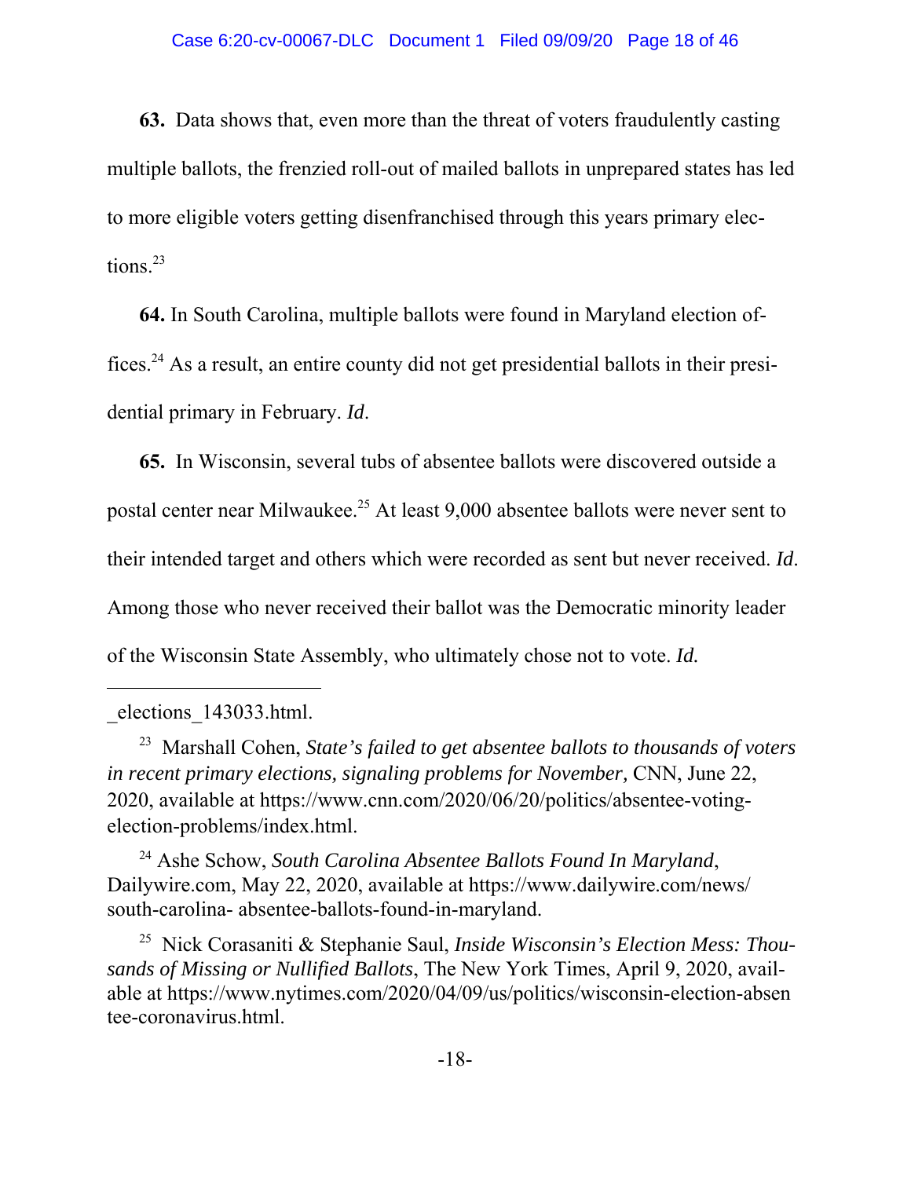**63.** Data shows that, even more than the threat of voters fraudulently casting multiple ballots, the frenzied roll-out of mailed ballots in unprepared states has led to more eligible voters getting disenfranchised through this years primary elections.[23]

**64.** In South Carolina, multiple ballots were found in Maryland election offices.[24] As a result, an entire county did not get presidential ballots in their presidential primary in February. *Id*.

**65.** In Wisconsin, several tubs of absentee ballots were discovered outside a postal center near Milwaukee.[25] At least 9,000 absentee ballots were never sent to their intended target and others which were recorded as sent but never received. *Id*. Among those who never received their ballot was the Democratic minority leader of the Wisconsin State Assembly, who ultimately chose not to vote. *Id.*

---

_elections_143033.html.

[23] Marshall Cohen, *State's failed to get absentee ballots to thousands of voters in recent primary elections, signaling problems for November*, CNN, June 22, 2020, available at https://www.cnn.com/2020/06/20/politics/absentee-voting-election-problems/index.html.

[24] Ashe Schow, *South Carolina Absentee Ballots Found In Maryland*, Dailywire.com, May 22, 2020, available at https://www.dailywire.com/news/south-carolina- absentee-ballots-found-in-maryland.

[25] Nick Corasaniti & Stephanie Saul, *Inside Wisconsin's Election Mess: Thousands of Missing or Nullified Ballots*, The New York Times, April 9, 2020, available at https://www.nytimes.com/2020/04/09/us/politics/wisconsin-election-absentee-coronavirus.html.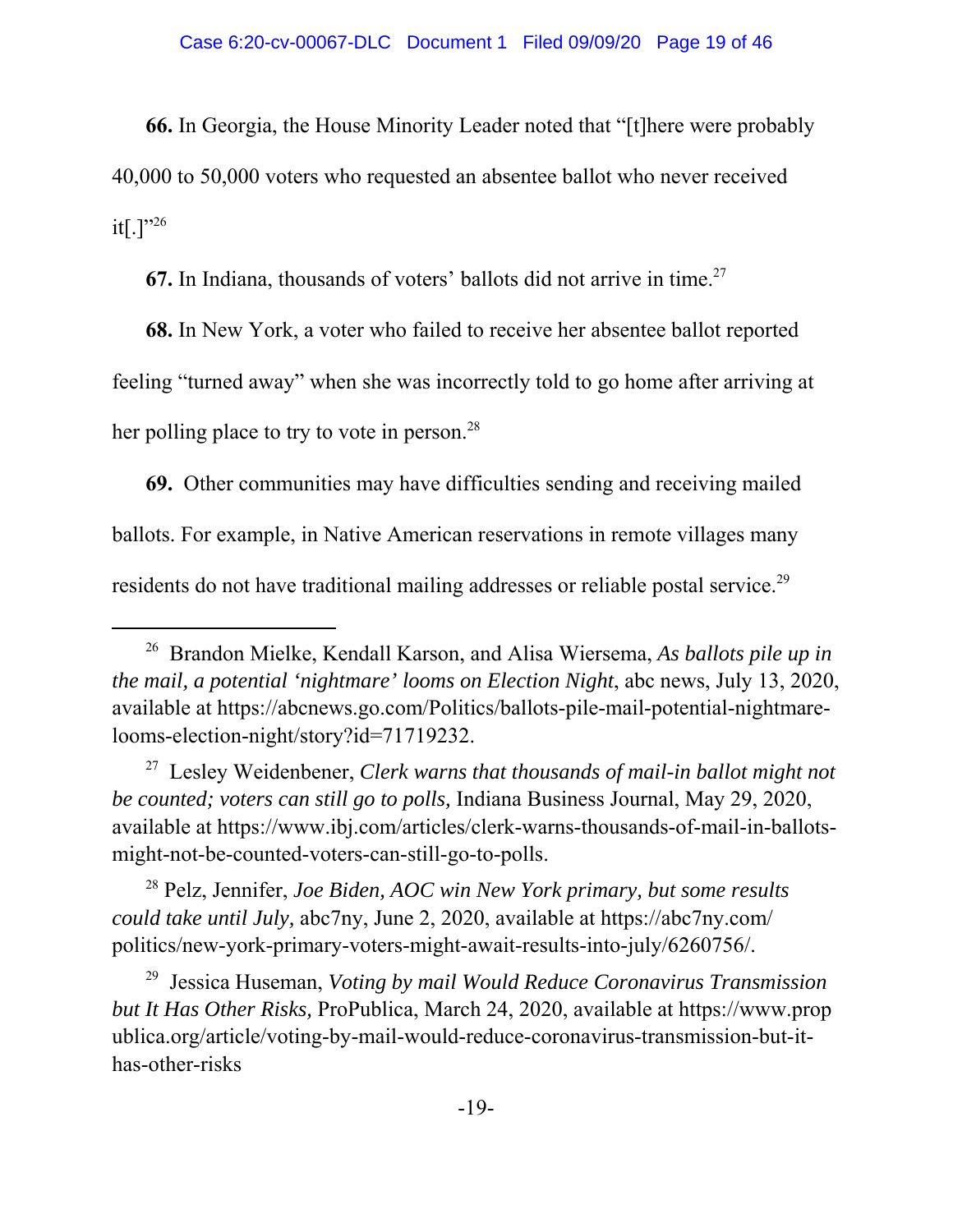**66.** In Georgia, the House Minority Leader noted that "[t]here were probably 40,000 to 50,000 voters who requested an absentee ballot who never received it[.]"[26]

**67.** In Indiana, thousands of voters' ballots did not arrive in time.[27]

**68.** In New York, a voter who failed to receive her absentee ballot reported feeling "turned away" when she was incorrectly told to go home after arriving at her polling place to try to vote in person.[28]

**69.** Other communities may have difficulties sending and receiving mailed ballots. For example, in Native American reservations in remote villages many residents do not have traditional mailing addresses or reliable postal service.[29]

---

[26] Brandon Mielke, Kendall Karson, and Alisa Wiersema, *As ballots pile up in the mail, a potential 'nightmare' looms on Election Night*, abc news, July 13, 2020, available at https://abcnews.go.com/Politics/ballots-pile-mail-potential-nightmare-looms-election-night/story?id=71719232.

[27] Lesley Weidenbener, *Clerk warns that thousands of mail-in ballot might not be counted; voters can still go to polls,* Indiana Business Journal, May 29, 2020, available at https://www.ibj.com/articles/clerk-warns-thousands-of-mail-in-ballots-might-not-be-counted-voters-can-still-go-to-polls.

[28] Pelz, Jennifer, *Joe Biden, AOC win New York primary, but some results could take until July,* abc7ny, June 2, 2020, available at https://abc7ny.com/politics/new-york-primary-voters-might-await-results-into-july/6260756/.

[29] Jessica Huseman, *Voting by mail Would Reduce Coronavirus Transmission but It Has Other Risks,* ProPublica, March 24, 2020, available at https://www.propublica.org/article/voting-by-mail-would-reduce-coronavirus-transmission-but-it-has-other-risks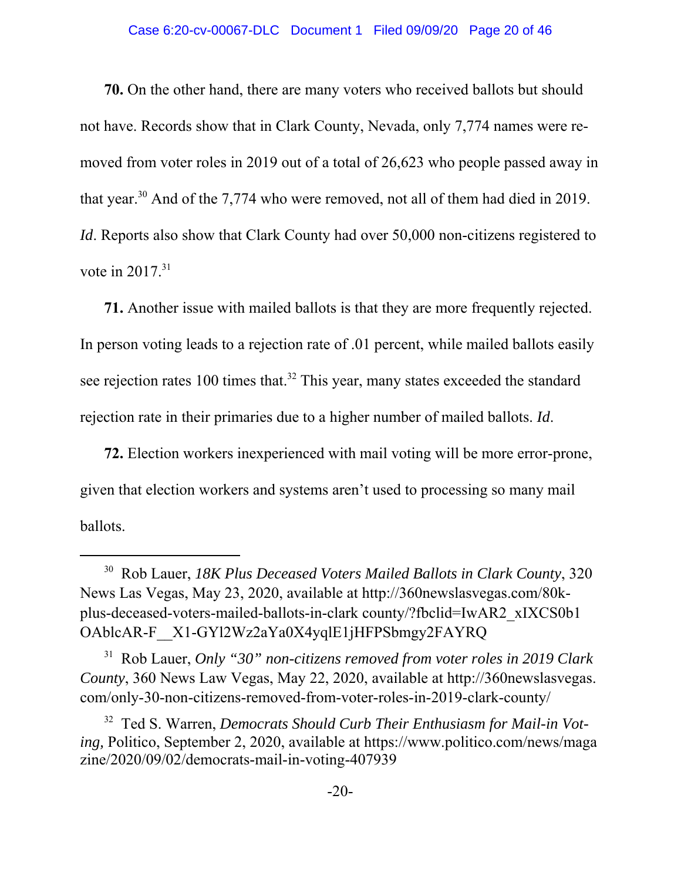**70.** On the other hand, there are many voters who received ballots but should not have. Records show that in Clark County, Nevada, only 7,774 names were removed from voter roles in 2019 out of a total of 26,623 who people passed away in that year.[30] And of the 7,774 who were removed, not all of them had died in 2019. *Id*. Reports also show that Clark County had over 50,000 non-citizens registered to vote in 2017.[31]

**71.** Another issue with mailed ballots is that they are more frequently rejected. In person voting leads to a rejection rate of .01 percent, while mailed ballots easily see rejection rates 100 times that.[32] This year, many states exceeded the standard rejection rate in their primaries due to a higher number of mailed ballots. *Id*.

**72.** Election workers inexperienced with mail voting will be more error-prone, given that election workers and systems aren't used to processing so many mail ballots.

---

[30] Rob Lauer, *18K Plus Deceased Voters Mailed Ballots in Clark County*, 320 News Las Vegas, May 23, 2020, available at http://360newslasvegas.com/80k-plus-deceased-voters-mailed-ballots-in-clark county/?fbclid=IwAR2_xIXCS0b1OAblcAR-F__X1-GYl2Wz2aYa0X4yqlE1jHFPSbmgy2FAYRQ

[31] Rob Lauer, *Only "30" non-citizens removed from voter roles in 2019 Clark County*, 360 News Law Vegas, May 22, 2020, available at http://360newslasvegas.com/only-30-non-citizens-removed-from-voter-roles-in-2019-clark-county/

[32] Ted S. Warren, *Democrats Should Curb Their Enthusiasm for Mail-in Voting,* Politico, September 2, 2020, available at https://www.politico.com/news/magazine/2020/09/02/democrats-mail-in-voting-407939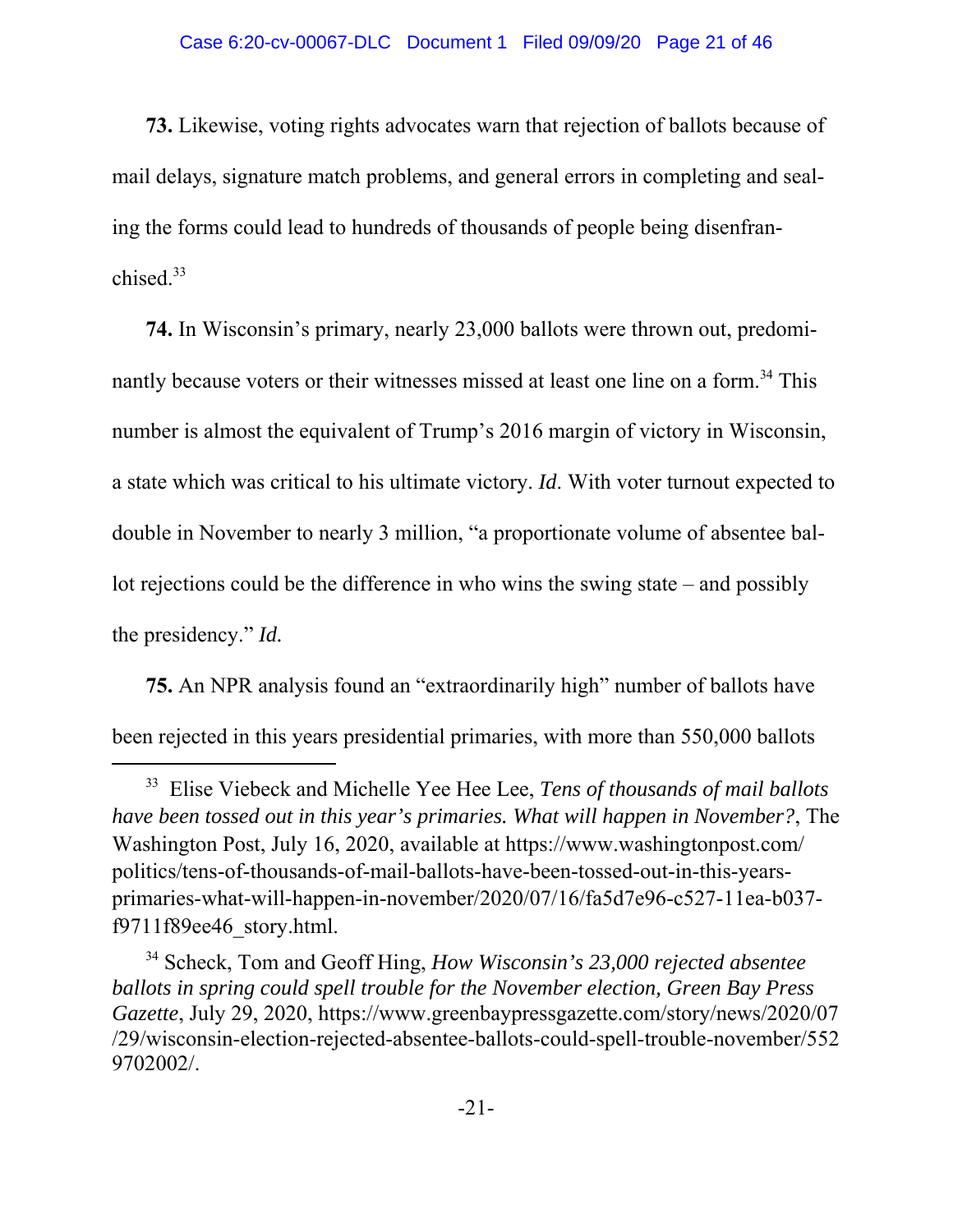**73.** Likewise, voting rights advocates warn that rejection of ballots because of mail delays, signature match problems, and general errors in completing and sealing the forms could lead to hundreds of thousands of people being disenfranchised.[33]

**74.** In Wisconsin's primary, nearly 23,000 ballots were thrown out, predominantly because voters or their witnesses missed at least one line on a form.[34] This number is almost the equivalent of Trump's 2016 margin of victory in Wisconsin, a state which was critical to his ultimate victory. *Id*. With voter turnout expected to double in November to nearly 3 million, "a proportionate volume of absentee ballot rejections could be the difference in who wins the swing state – and possibly the presidency." *Id.*

**75.** An NPR analysis found an "extraordinarily high" number of ballots have been rejected in this years presidential primaries, with more than 550,000 ballots

---

[33] Elise Viebeck and Michelle Yee Hee Lee, *Tens of thousands of mail ballots have been tossed out in this year's primaries. What will happen in November?*, The Washington Post, July 16, 2020, available at https://www.washingtonpost.com/politics/tens-of-thousands-of-mail-ballots-have-been-tossed-out-in-this-years-primaries-what-will-happen-in-november/2020/07/16/fa5d7e96-c527-11ea-b037-f9711f89ee46_story.html.

[34] Scheck, Tom and Geoff Hing, *How Wisconsin's 23,000 rejected absentee ballots in spring could spell trouble for the November election, Green Bay Press Gazette*, July 29, 2020, https://www.greenbaypressgazette.com/story/news/2020/07/29/wisconsin-election-rejected-absentee-ballots-could-spell-trouble-november/5529702002/.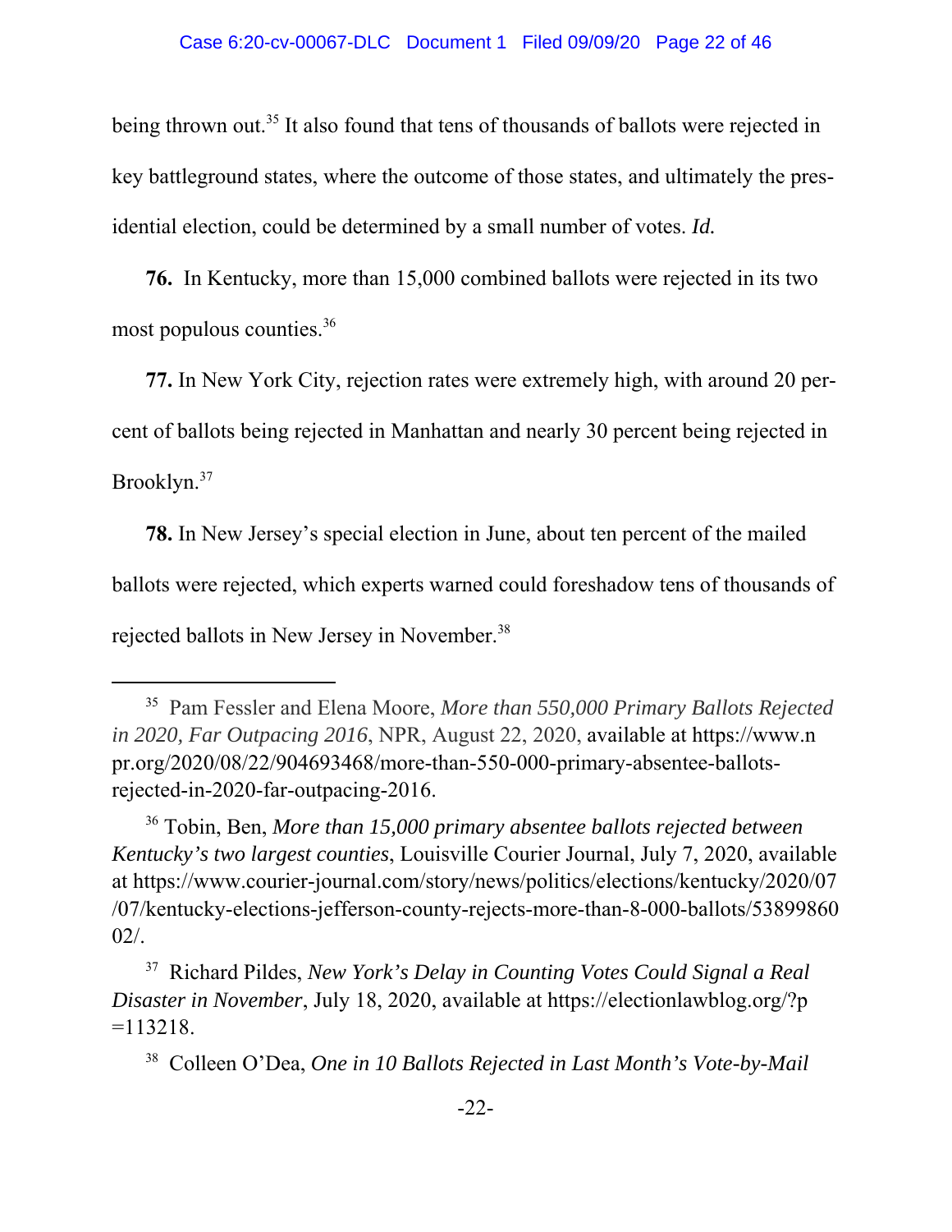being thrown out.[35] It also found that tens of thousands of ballots were rejected in key battleground states, where the outcome of those states, and ultimately the presidential election, could be determined by a small number of votes. *Id.*

**76.** In Kentucky, more than 15,000 combined ballots were rejected in its two most populous counties.[36]

**77.** In New York City, rejection rates were extremely high, with around 20 percent of ballots being rejected in Manhattan and nearly 30 percent being rejected in Brooklyn.[37]

**78.** In New Jersey's special election in June, about ten percent of the mailed ballots were rejected, which experts warned could foreshadow tens of thousands of rejected ballots in New Jersey in November.[38]

---

[35] Pam Fessler and Elena Moore, *More than 550,000 Primary Ballots Rejected in 2020, Far Outpacing 2016*, NPR, August 22, 2020, available at https://www.npr.org/2020/08/22/904693468/more-than-550-000-primary-absentee-ballots-rejected-in-2020-far-outpacing-2016.

[36] Tobin, Ben, *More than 15,000 primary absentee ballots rejected between Kentucky's two largest counties*, Louisville Courier Journal, July 7, 2020, available at https://www.courier-journal.com/story/news/politics/elections/kentucky/2020/07/07/kentucky-elections-jefferson-county-rejects-more-than-8-000-ballots/5389986002/.

[37] Richard Pildes, *New York's Delay in Counting Votes Could Signal a Real Disaster in November*, July 18, 2020, available at https://electionlawblog.org/?p=113218.

[38] Colleen O'Dea, *One in 10 Ballots Rejected in Last Month's Vote-by-Mail*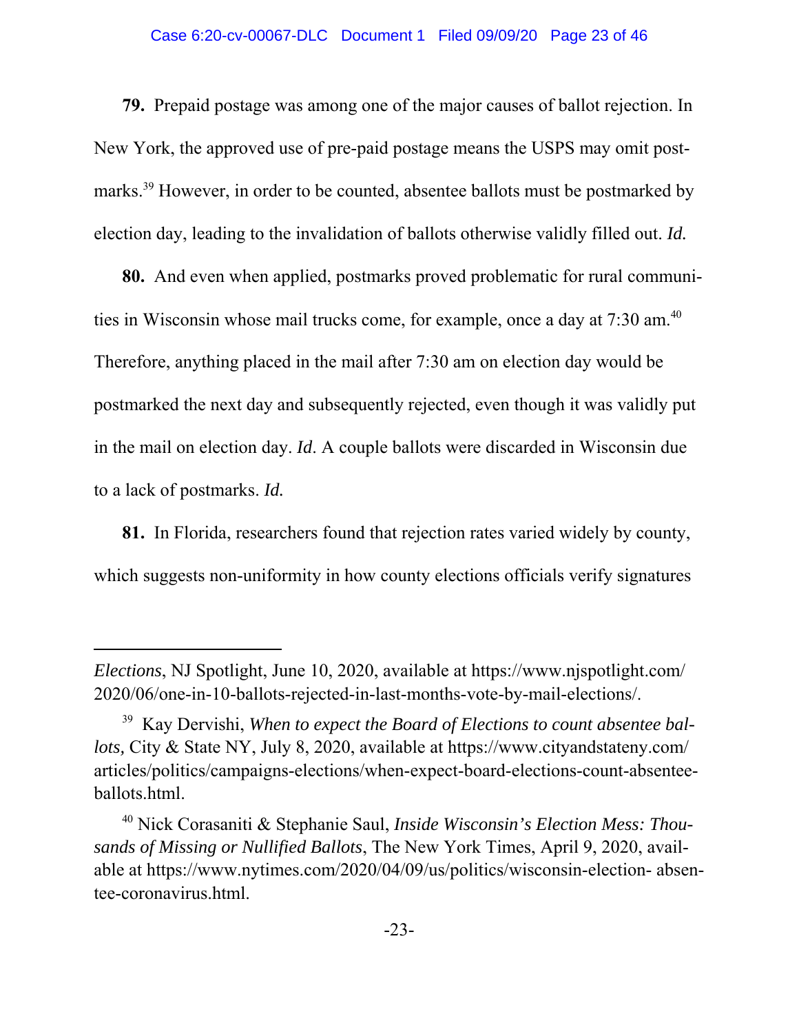**79.** Prepaid postage was among one of the major causes of ballot rejection. In New York, the approved use of pre-paid postage means the USPS may omit postmarks.[39] However, in order to be counted, absentee ballots must be postmarked by election day, leading to the invalidation of ballots otherwise validly filled out. *Id.*

**80.** And even when applied, postmarks proved problematic for rural communities in Wisconsin whose mail trucks come, for example, once a day at 7:30 am.[40] Therefore, anything placed in the mail after 7:30 am on election day would be postmarked the next day and subsequently rejected, even though it was validly put in the mail on election day. *Id*. A couple ballots were discarded in Wisconsin due to a lack of postmarks. *Id.*

**81.** In Florida, researchers found that rejection rates varied widely by county, which suggests non-uniformity in how county elections officials verify signatures

---

*Elections*, NJ Spotlight, June 10, 2020, available at https://www.njspotlight.com/2020/06/one-in-10-ballots-rejected-in-last-months-vote-by-mail-elections/.

[39] Kay Dervishi, *When to expect the Board of Elections to count absentee ballots,* City & State NY, July 8, 2020, available at https://www.cityandstateny.com/articles/politics/campaigns-elections/when-expect-board-elections-count-absentee-ballots.html.

[40] Nick Corasaniti & Stephanie Saul, *Inside Wisconsin's Election Mess: Thousands of Missing or Nullified Ballots*, The New York Times, April 9, 2020, available at https://www.nytimes.com/2020/04/09/us/politics/wisconsin-election- absentee-coronavirus.html.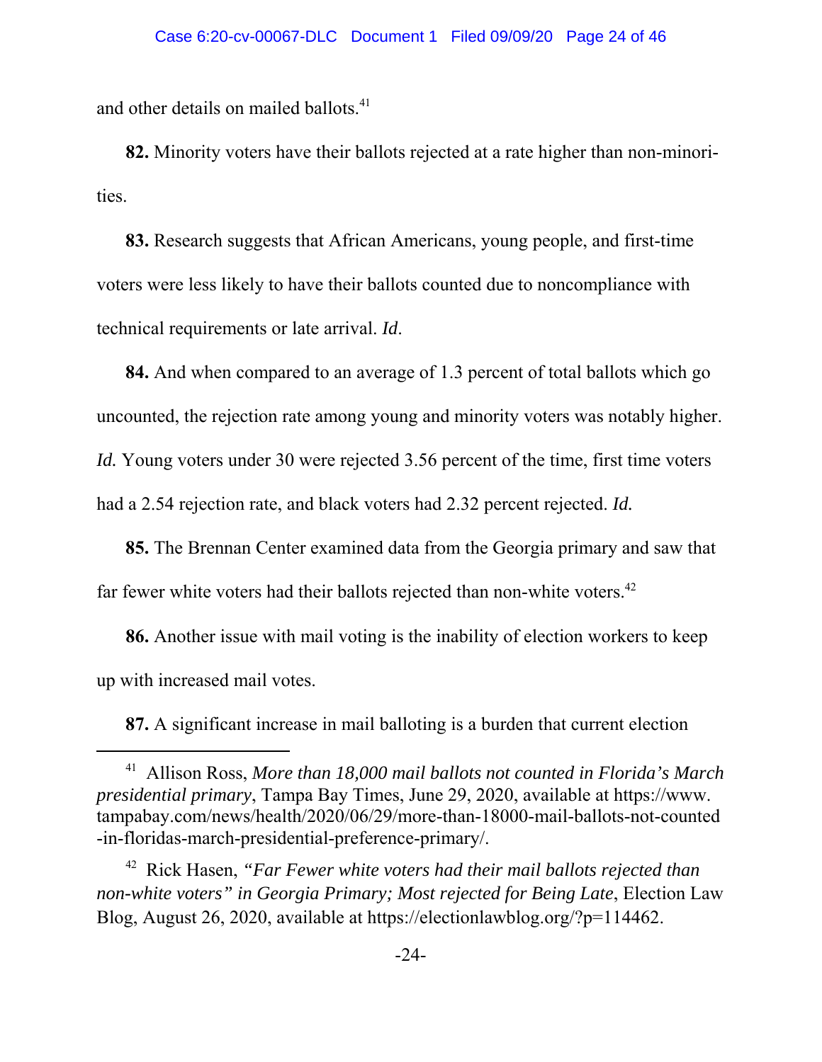and other details on mailed ballots.[41]

**82.** Minority voters have their ballots rejected at a rate higher than non-minorities.

**83.** Research suggests that African Americans, young people, and first-time voters were less likely to have their ballots counted due to noncompliance with technical requirements or late arrival. *Id*.

**84.** And when compared to an average of 1.3 percent of total ballots which go uncounted, the rejection rate among young and minority voters was notably higher. *Id.* Young voters under 30 were rejected 3.56 percent of the time, first time voters had a 2.54 rejection rate, and black voters had 2.32 percent rejected. *Id.*

**85.** The Brennan Center examined data from the Georgia primary and saw that far fewer white voters had their ballots rejected than non-white voters.[42]

**86.** Another issue with mail voting is the inability of election workers to keep up with increased mail votes.

**87.** A significant increase in mail balloting is a burden that current election

---

[41] Allison Ross, *More than 18,000 mail ballots not counted in Florida's March presidential primary*, Tampa Bay Times, June 29, 2020, available at https://www.tampabay.com/news/health/2020/06/29/more-than-18000-mail-ballots-not-counted-in-floridas-march-presidential-preference-primary/.

[42] Rick Hasen, *"Far Fewer white voters had their mail ballots rejected than non-white voters" in Georgia Primary; Most rejected for Being Late*, Election Law Blog, August 26, 2020, available at https://electionlawblog.org/?p=114462.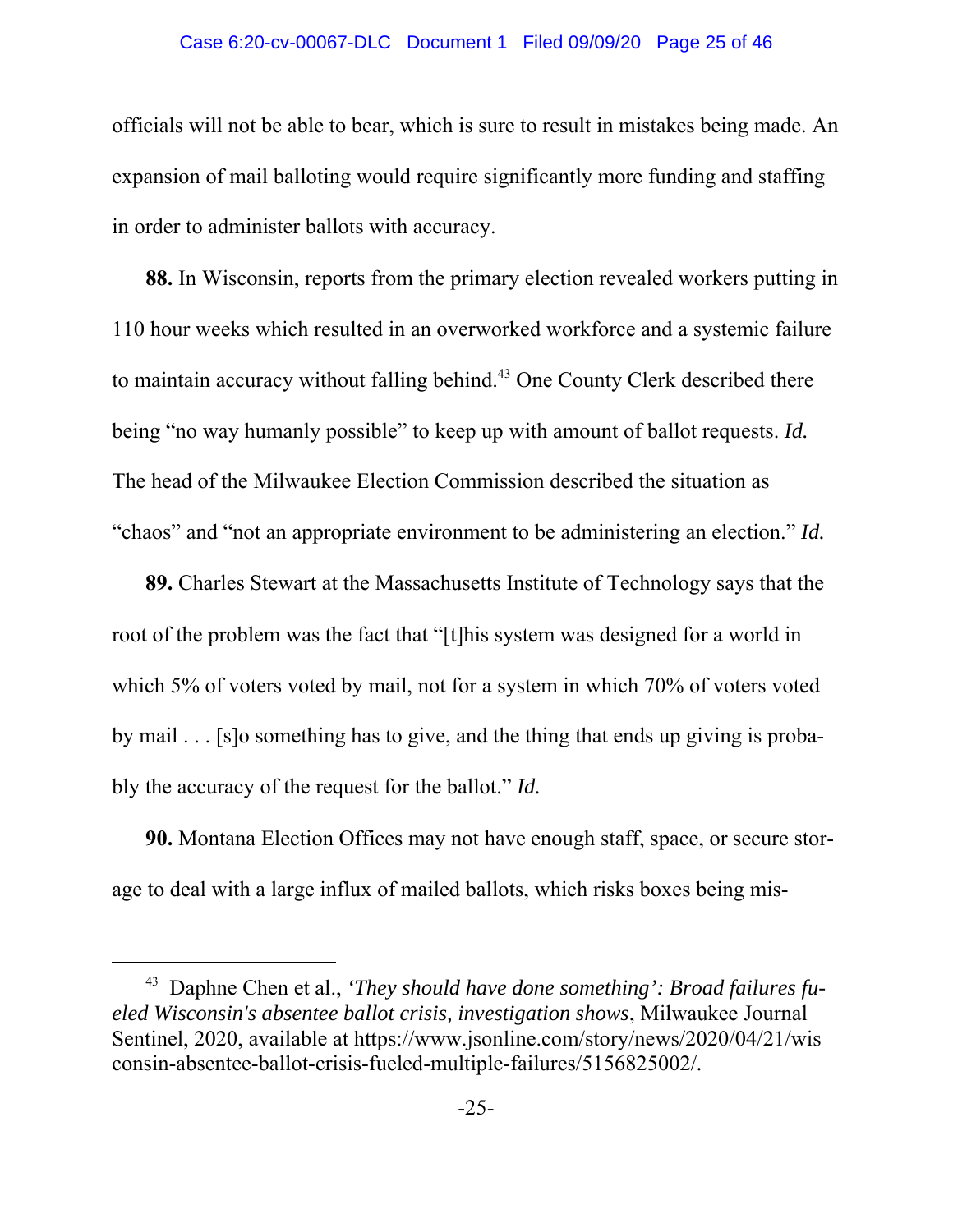officials will not be able to bear, which is sure to result in mistakes being made. An expansion of mail balloting would require significantly more funding and staffing in order to administer ballots with accuracy.

**88.** In Wisconsin, reports from the primary election revealed workers putting in 110 hour weeks which resulted in an overworked workforce and a systemic failure to maintain accuracy without falling behind.[43] One County Clerk described there being "no way humanly possible" to keep up with amount of ballot requests. *Id.* The head of the Milwaukee Election Commission described the situation as "chaos" and "not an appropriate environment to be administering an election." *Id.*

**89.** Charles Stewart at the Massachusetts Institute of Technology says that the root of the problem was the fact that "[t]his system was designed for a world in which 5% of voters voted by mail, not for a system in which 70% of voters voted by mail . . . [s]o something has to give, and the thing that ends up giving is probably the accuracy of the request for the ballot." *Id.*

**90.** Montana Election Offices may not have enough staff, space, or secure storage to deal with a large influx of mailed ballots, which risks boxes being mis-

---

[43] Daphne Chen et al., *'They should have done something': Broad failures fueled Wisconsin's absentee ballot crisis, investigation shows*, Milwaukee Journal Sentinel, 2020, available at https://www.jsonline.com/story/news/2020/04/21/wisconsin-absentee-ballot-crisis-fueled-multiple-failures/5156825002/.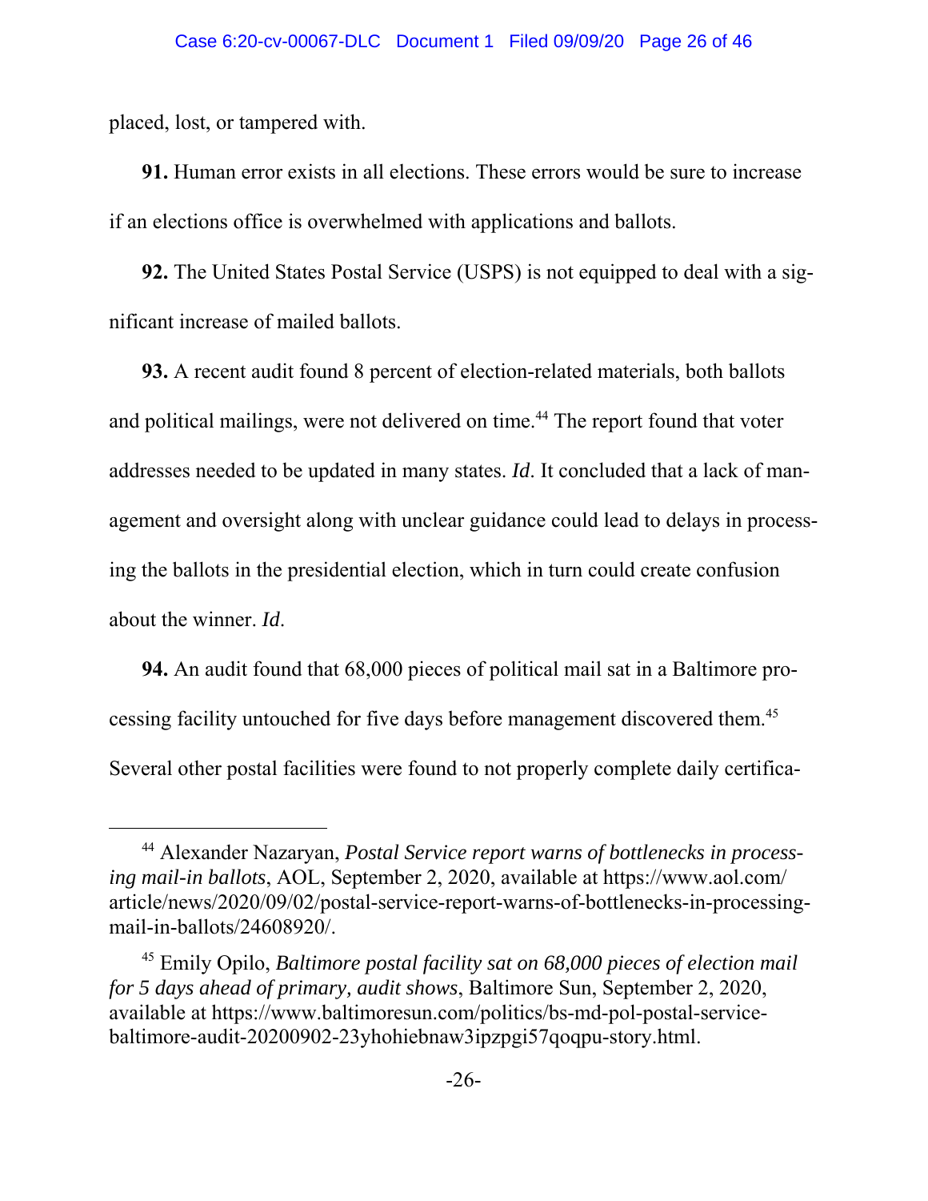placed, lost, or tampered with.

**91.** Human error exists in all elections. These errors would be sure to increase if an elections office is overwhelmed with applications and ballots.

**92.** The United States Postal Service (USPS) is not equipped to deal with a significant increase of mailed ballots.

**93.** A recent audit found 8 percent of election-related materials, both ballots and political mailings, were not delivered on time.[44] The report found that voter addresses needed to be updated in many states. *Id*. It concluded that a lack of management and oversight along with unclear guidance could lead to delays in processing the ballots in the presidential election, which in turn could create confusion about the winner. *Id*.

**94.** An audit found that 68,000 pieces of political mail sat in a Baltimore processing facility untouched for five days before management discovered them.[45] Several other postal facilities were found to not properly complete daily certifica-

---

[44] Alexander Nazaryan, *Postal Service report warns of bottlenecks in processing mail-in ballots*, AOL, September 2, 2020, available at https://www.aol.com/article/news/2020/09/02/postal-service-report-warns-of-bottlenecks-in-processing-mail-in-ballots/24608920/.

[45] Emily Opilo, *Baltimore postal facility sat on 68,000 pieces of election mail for 5 days ahead of primary, audit shows*, Baltimore Sun, September 2, 2020, available at https://www.baltimoresun.com/politics/bs-md-pol-postal-service-baltimore-audit-20200902-23yhohiebnaw3ipzpgi57qoqpu-story.html.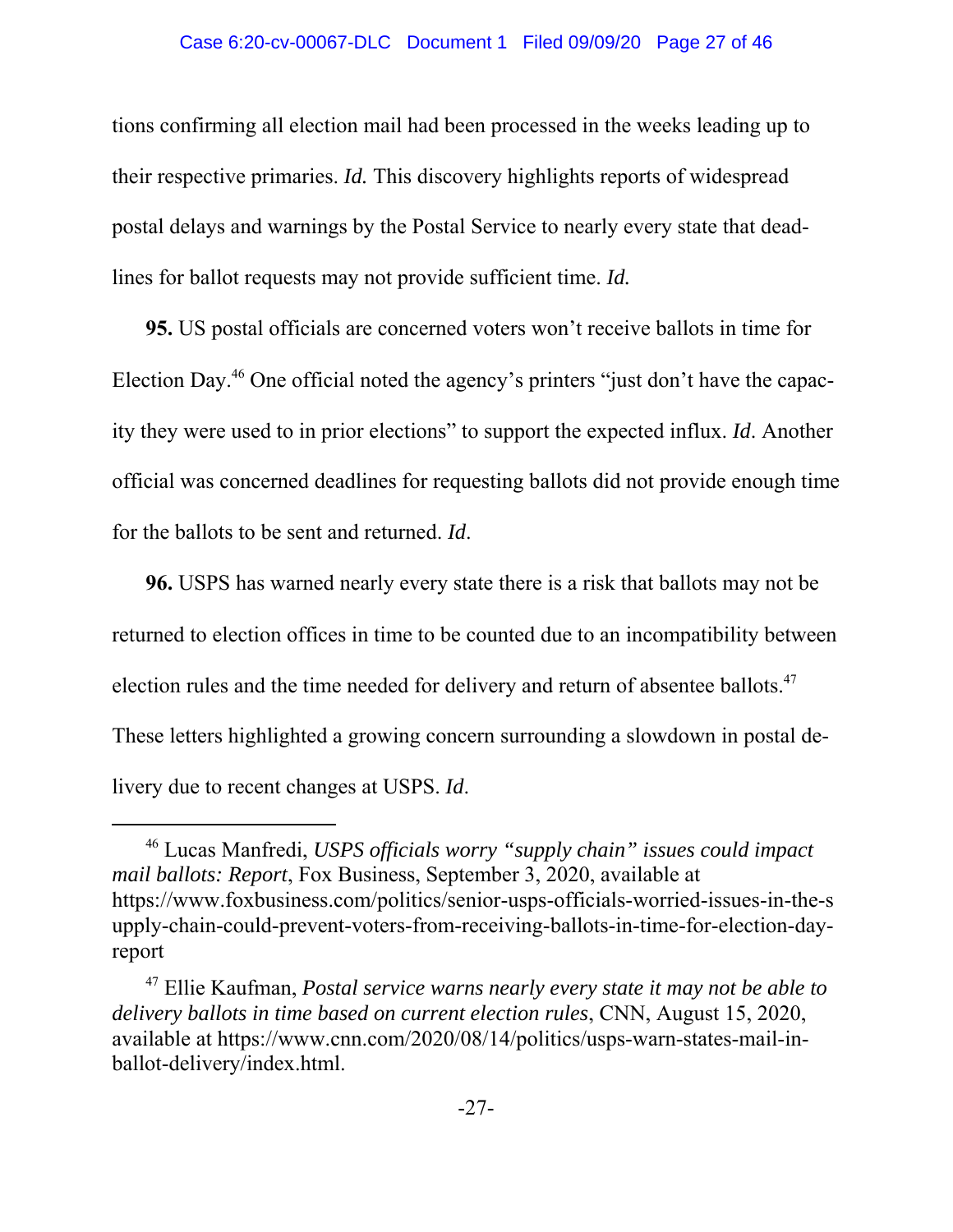tions confirming all election mail had been processed in the weeks leading up to their respective primaries. *Id.* This discovery highlights reports of widespread postal delays and warnings by the Postal Service to nearly every state that deadlines for ballot requests may not provide sufficient time. *Id.*

**95.** US postal officials are concerned voters won't receive ballots in time for Election Day.[46] One official noted the agency's printers "just don't have the capacity they were used to in prior elections" to support the expected influx. *Id*. Another official was concerned deadlines for requesting ballots did not provide enough time for the ballots to be sent and returned. *Id*.

**96.** USPS has warned nearly every state there is a risk that ballots may not be returned to election offices in time to be counted due to an incompatibility between election rules and the time needed for delivery and return of absentee ballots.[47] These letters highlighted a growing concern surrounding a slowdown in postal delivery due to recent changes at USPS. *Id*.

---

[46] Lucas Manfredi, *USPS officials worry "supply chain" issues could impact mail ballots: Report*, Fox Business, September 3, 2020, available at https://www.foxbusiness.com/politics/senior-usps-officials-worried-issues-in-the-supply-chain-could-prevent-voters-from-receiving-ballots-in-time-for-election-day-report

[47] Ellie Kaufman, *Postal service warns nearly every state it may not be able to delivery ballots in time based on current election rules*, CNN, August 15, 2020, available at https://www.cnn.com/2020/08/14/politics/usps-warn-states-mail-in-ballot-delivery/index.html.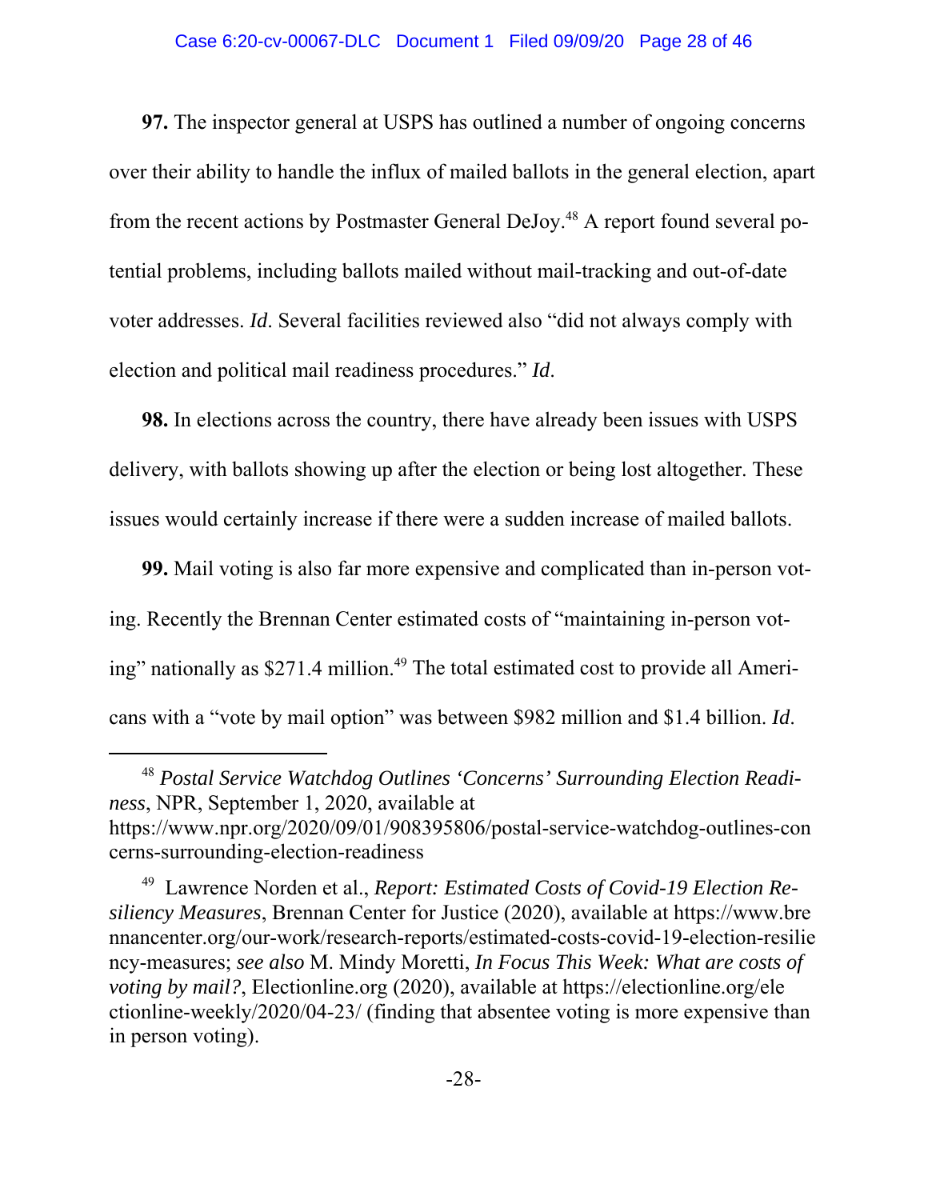**97.** The inspector general at USPS has outlined a number of ongoing concerns over their ability to handle the influx of mailed ballots in the general election, apart from the recent actions by Postmaster General DeJoy.[48] A report found several potential problems, including ballots mailed without mail-tracking and out-of-date voter addresses. *Id*. Several facilities reviewed also "did not always comply with election and political mail readiness procedures." *Id*.

**98.** In elections across the country, there have already been issues with USPS delivery, with ballots showing up after the election or being lost altogether. These issues would certainly increase if there were a sudden increase of mailed ballots.

**99.** Mail voting is also far more expensive and complicated than in-person voting. Recently the Brennan Center estimated costs of "maintaining in-person voting" nationally as $271.4 million.[49] The total estimated cost to provide all Americans with a "vote by mail option" was between $982 million and $1.4 billion. *Id*.

---

[48] *Postal Service Watchdog Outlines 'Concerns' Surrounding Election Readiness*, NPR, September 1, 2020, available at https://www.npr.org/2020/09/01/908395806/postal-service-watchdog-outlines-concerns-surrounding-election-readiness

[49] Lawrence Norden et al., *Report: Estimated Costs of Covid-19 Election Resiliency Measures*, Brennan Center for Justice (2020), available at https://www.brennancenter.org/our-work/research-reports/estimated-costs-covid-19-election-resiliency-measures; *see also* M. Mindy Moretti, *In Focus This Week: What are costs of voting by mail?*, Electionline.org (2020), available at https://electionline.org/electionline-weekly/2020/04-23/ (finding that absentee voting is more expensive than in person voting).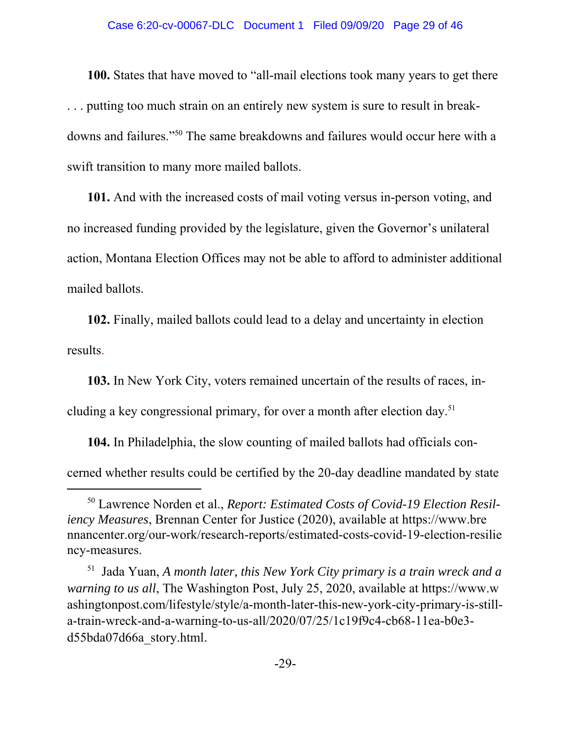**100.** States that have moved to "all-mail elections took many years to get there . . . putting too much strain on an entirely new system is sure to result in breakdowns and failures."[50] The same breakdowns and failures would occur here with a swift transition to many more mailed ballots.

**101.** And with the increased costs of mail voting versus in-person voting, and no increased funding provided by the legislature, given the Governor's unilateral action, Montana Election Offices may not be able to afford to administer additional mailed ballots.

**102.** Finally, mailed ballots could lead to a delay and uncertainty in election results.

**103.** In New York City, voters remained uncertain of the results of races, including a key congressional primary, for over a month after election day.[51]

**104.** In Philadelphia, the slow counting of mailed ballots had officials concerned whether results could be certified by the 20-day deadline mandated by state

---

[50] Lawrence Norden et al., *Report: Estimated Costs of Covid-19 Election Resiliency Measures*, Brennan Center for Justice (2020), available at https://www.brennancenter.org/our-work/research-reports/estimated-costs-covid-19-election-resiliency-measures.

[51] Jada Yuan, *A month later, this New York City primary is a train wreck and a warning to us all*, The Washington Post, July 25, 2020, available at https://www.washingtonpost.com/lifestyle/style/a-month-later-this-new-york-city-primary-is-still-a-train-wreck-and-a-warning-to-us-all/2020/07/25/1c19f9c4-cb68-11ea-b0e3-d55bda07d66a_story.html.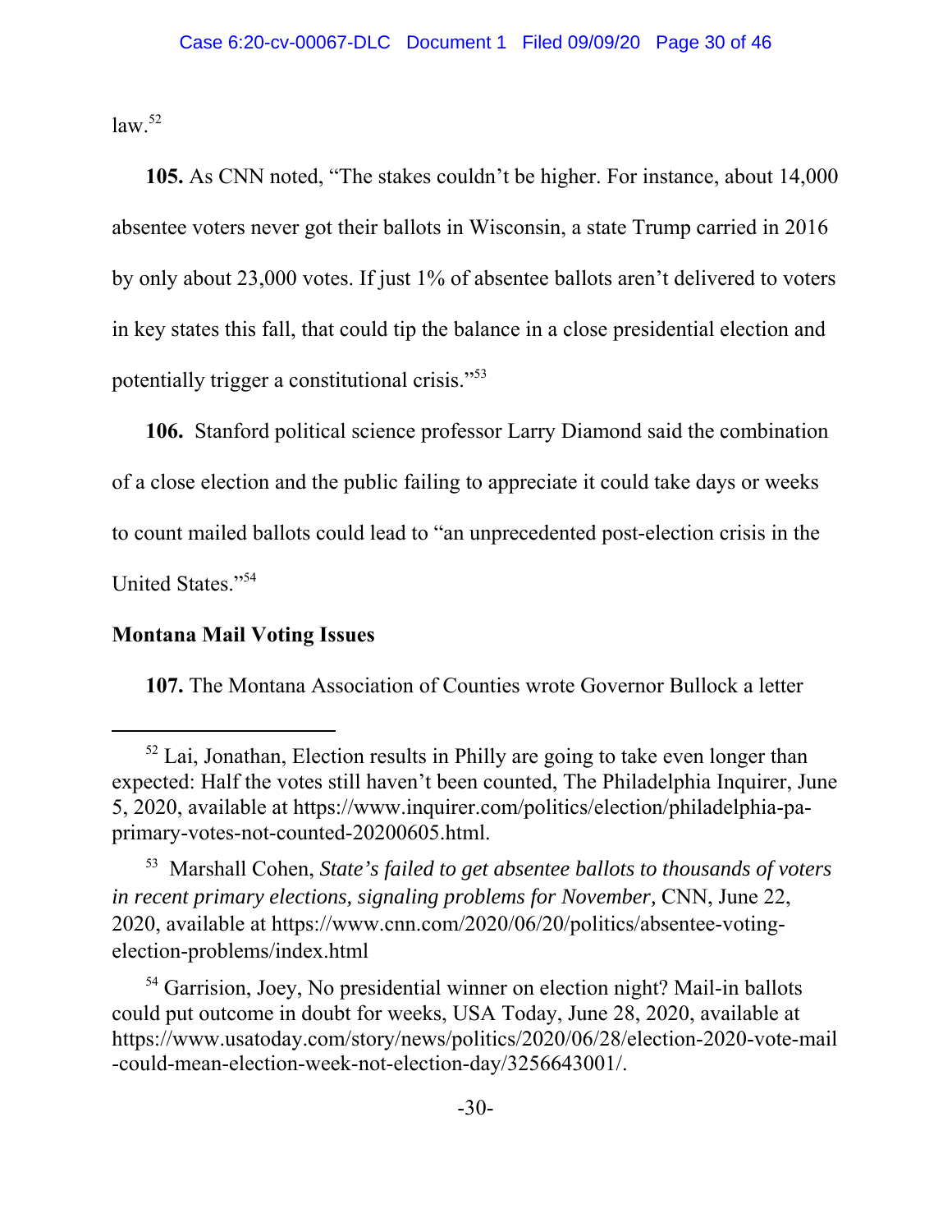law.[52]

**105.** As CNN noted, "The stakes couldn't be higher. For instance, about 14,000 absentee voters never got their ballots in Wisconsin, a state Trump carried in 2016 by only about 23,000 votes. If just 1% of absentee ballots aren't delivered to voters in key states this fall, that could tip the balance in a close presidential election and potentially trigger a constitutional crisis."[53]

**106.** Stanford political science professor Larry Diamond said the combination of a close election and the public failing to appreciate it could take days or weeks to count mailed ballots could lead to "an unprecedented post-election crisis in the United States."[54]

**Montana Mail Voting Issues**

**107.** The Montana Association of Counties wrote Governor Bullock a letter

---

[52] Lai, Jonathan, Election results in Philly are going to take even longer than expected: Half the votes still haven't been counted, The Philadelphia Inquirer, June 5, 2020, available at https://www.inquirer.com/politics/election/philadelphia-pa-primary-votes-not-counted-20200605.html.

[53] Marshall Cohen, *State's failed to get absentee ballots to thousands of voters in recent primary elections, signaling problems for November,* CNN, June 22, 2020, available at https://www.cnn.com/2020/06/20/politics/absentee-voting-election-problems/index.html

[54] Garrision, Joey, No presidential winner on election night? Mail-in ballots could put outcome in doubt for weeks, USA Today, June 28, 2020, available at https://www.usatoday.com/story/news/politics/2020/06/28/election-2020-vote-mail-could-mean-election-week-not-election-day/3256643001/.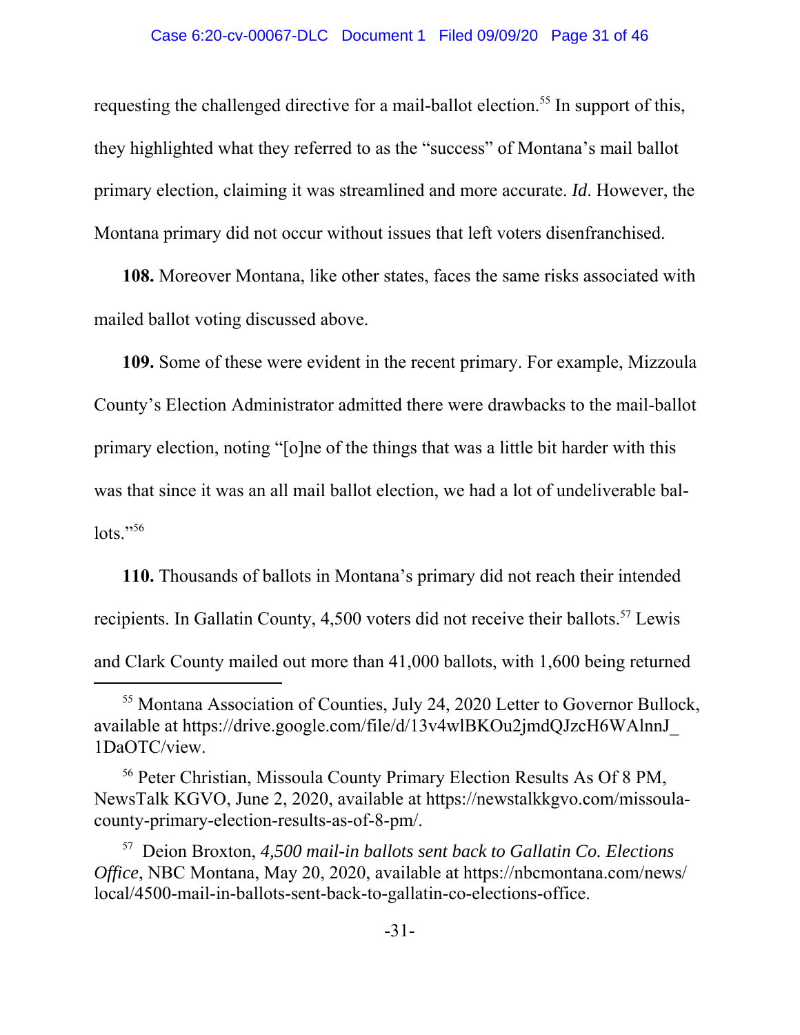requesting the challenged directive for a mail-ballot election.[55] In support of this, they highlighted what they referred to as the "success" of Montana's mail ballot primary election, claiming it was streamlined and more accurate. *Id*. However, the Montana primary did not occur without issues that left voters disenfranchised.

**108.** Moreover Montana, like other states, faces the same risks associated with mailed ballot voting discussed above.

**109.** Some of these were evident in the recent primary. For example, Mizzoula County's Election Administrator admitted there were drawbacks to the mail-ballot primary election, noting "[o]ne of the things that was a little bit harder with this was that since it was an all mail ballot election, we had a lot of undeliverable ballots."[56]

**110.** Thousands of ballots in Montana's primary did not reach their intended recipients. In Gallatin County, 4,500 voters did not receive their ballots.[57] Lewis and Clark County mailed out more than 41,000 ballots, with 1,600 being returned

---

[55] Montana Association of Counties, July 24, 2020 Letter to Governor Bullock, available at https://drive.google.com/file/d/13v4wlBKOu2jmdQJzcH6WAlnnJ_1DaOTC/view.

[56] Peter Christian, Missoula County Primary Election Results As Of 8 PM, NewsTalk KGVO, June 2, 2020, available at https://newstalkkgvo.com/missoula-county-primary-election-results-as-of-8-pm/.

[57] Deion Broxton, *4,500 mail-in ballots sent back to Gallatin Co. Elections Office*, NBC Montana, May 20, 2020, available at https://nbcmontana.com/news/local/4500-mail-in-ballots-sent-back-to-gallatin-co-elections-office.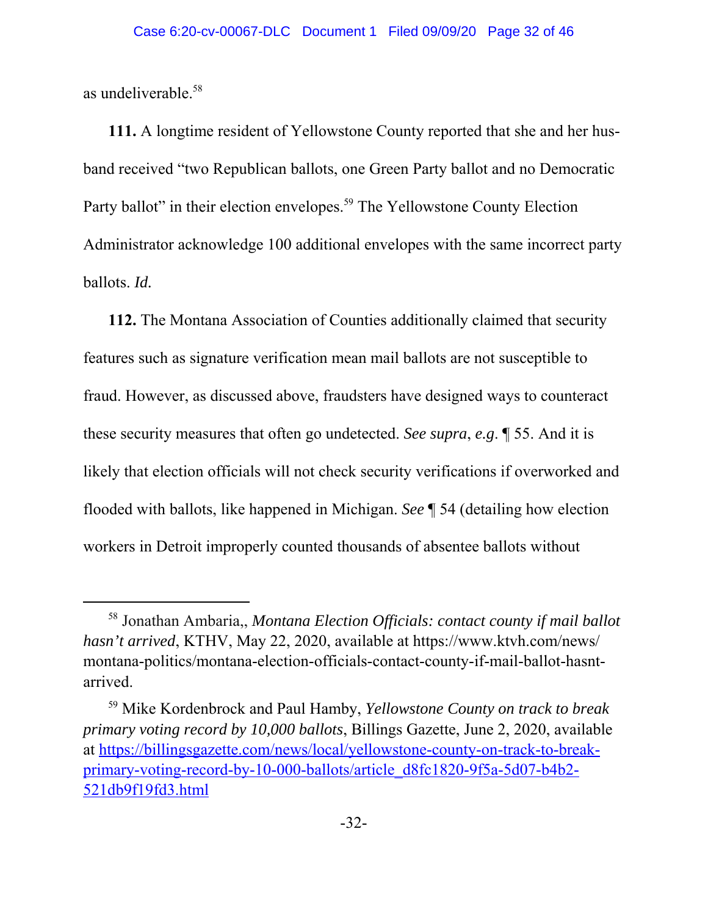as undeliverable.[58]

**111.** A longtime resident of Yellowstone County reported that she and her husband received "two Republican ballots, one Green Party ballot and no Democratic Party ballot" in their election envelopes.[59] The Yellowstone County Election Administrator acknowledge 100 additional envelopes with the same incorrect party ballots. *Id.*

**112.** The Montana Association of Counties additionally claimed that security features such as signature verification mean mail ballots are not susceptible to fraud. However, as discussed above, fraudsters have designed ways to counteract these security measures that often go undetected. *See supra*, *e.g.* ¶ 55. And it is likely that election officials will not check security verifications if overworked and flooded with ballots, like happened in Michigan. *See* ¶ 54 (detailing how election workers in Detroit improperly counted thousands of absentee ballots without

---

[58] Jonathan Ambaria,, *Montana Election Officials: contact county if mail ballot hasn't arrived*, KTHV, May 22, 2020, available at https://www.ktvh.com/news/montana-politics/montana-election-officials-contact-county-if-mail-ballot-hasnt-arrived.

[59] Mike Kordenbrock and Paul Hamby, *Yellowstone County on track to break primary voting record by 10,000 ballots*, Billings Gazette, June 2, 2020, available at https://billingsgazette.com/news/local/yellowstone-county-on-track-to-break-primary-voting-record-by-10-000-ballots/article_d8fc1820-9f5a-5d07-b4b2-521db9f19fd3.html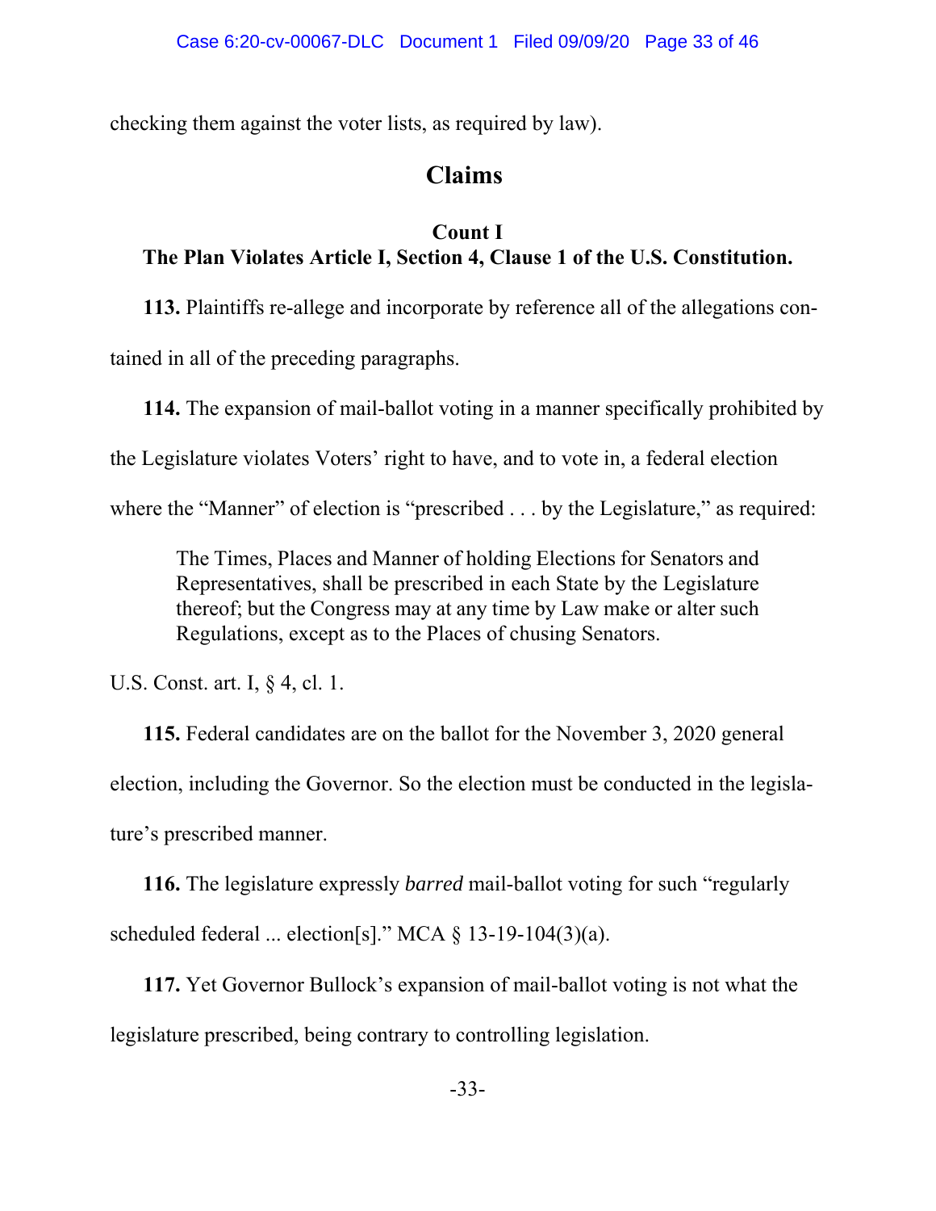checking them against the voter lists, as required by law).

## Claims

### Count I
### The Plan Violates Article I, Section 4, Clause 1 of the U.S. Constitution.

**113.** Plaintiffs re-allege and incorporate by reference all of the allegations contained in all of the preceding paragraphs.

**114.** The expansion of mail-ballot voting in a manner specifically prohibited by the Legislature violates Voters' right to have, and to vote in, a federal election where the "Manner" of election is "prescribed . . . by the Legislature," as required:

> The Times, Places and Manner of holding Elections for Senators and Representatives, shall be prescribed in each State by the Legislature thereof; but the Congress may at any time by Law make or alter such Regulations, except as to the Places of chusing Senators.

U.S. Const. art. I, § 4, cl. 1.

**115.** Federal candidates are on the ballot for the November 3, 2020 general election, including the Governor. So the election must be conducted in the legislature's prescribed manner.

**116.** The legislature expressly *barred* mail-ballot voting for such "regularly scheduled federal ... election[s]." MCA § 13-19-104(3)(a).

**117.** Yet Governor Bullock's expansion of mail-ballot voting is not what the legislature prescribed, being contrary to controlling legislation.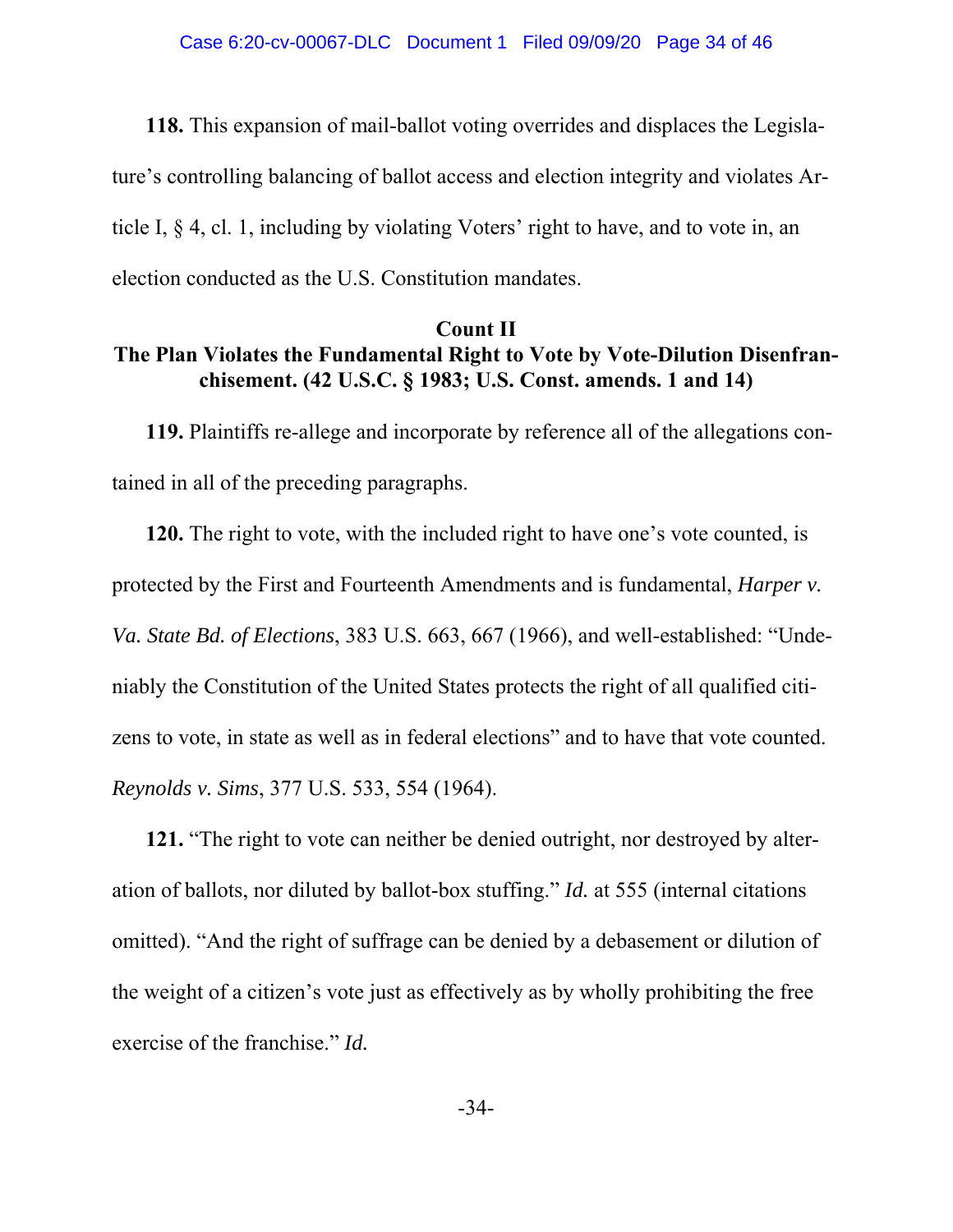**118.** This expansion of mail-ballot voting overrides and displaces the Legislature's controlling balancing of ballot access and election integrity and violates Article I, § 4, cl. 1, including by violating Voters' right to have, and to vote in, an election conducted as the U.S. Constitution mandates.

## Count II
## The Plan Violates the Fundamental Right to Vote by Vote-Dilution Disenfranchisement. (42 U.S.C. § 1983; U.S. Const. amends. 1 and 14)

**119.** Plaintiffs re-allege and incorporate by reference all of the allegations contained in all of the preceding paragraphs.

**120.** The right to vote, with the included right to have one's vote counted, is protected by the First and Fourteenth Amendments and is fundamental, *Harper v. Va. State Bd. of Elections*, 383 U.S. 663, 667 (1966), and well-established: "Undeniably the Constitution of the United States protects the right of all qualified citizens to vote, in state as well as in federal elections" and to have that vote counted. *Reynolds v. Sims*, 377 U.S. 533, 554 (1964).

**121.** "The right to vote can neither be denied outright, nor destroyed by alteration of ballots, nor diluted by ballot-box stuffing." *Id.* at 555 (internal citations omitted). "And the right of suffrage can be denied by a debasement or dilution of the weight of a citizen's vote just as effectively as by wholly prohibiting the free exercise of the franchise." *Id.*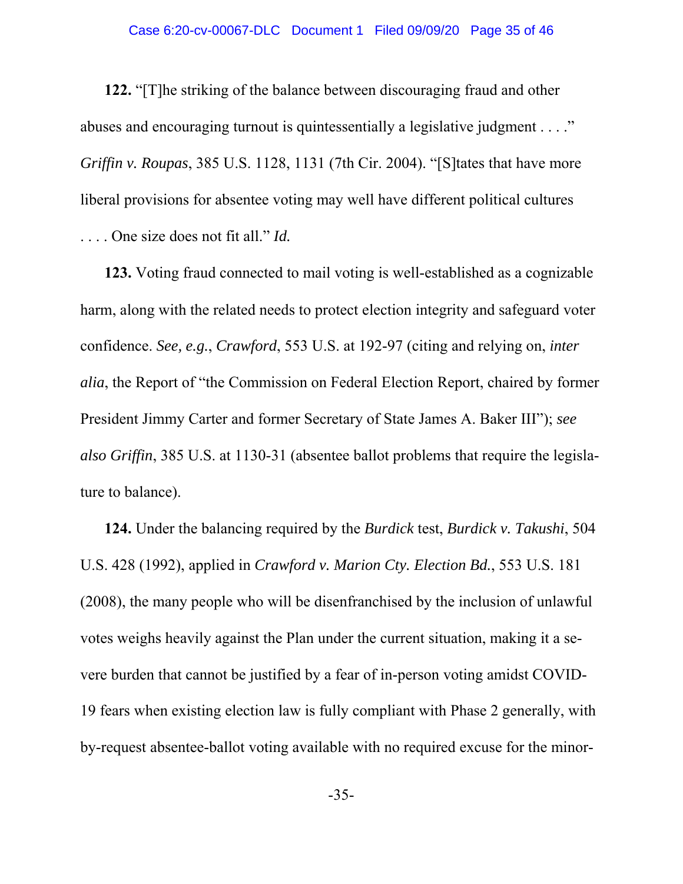**122.** "[T]he striking of the balance between discouraging fraud and other abuses and encouraging turnout is quintessentially a legislative judgment . . . ." *Griffin v. Roupas*, 385 U.S. 1128, 1131 (7th Cir. 2004). "[S]tates that have more liberal provisions for absentee voting may well have different political cultures . . . . One size does not fit all." *Id.*

**123.** Voting fraud connected to mail voting is well-established as a cognizable harm, along with the related needs to protect election integrity and safeguard voter confidence. *See, e.g.*, *Crawford*, 553 U.S. at 192-97 (citing and relying on, *inter alia*, the Report of "the Commission on Federal Election Report, chaired by former President Jimmy Carter and former Secretary of State James A. Baker III"); *see also Griffin*, 385 U.S. at 1130-31 (absentee ballot problems that require the legislature to balance).

**124.** Under the balancing required by the *Burdick* test, *Burdick v. Takushi*, 504 U.S. 428 (1992), applied in *Crawford v. Marion Cty. Election Bd.*, 553 U.S. 181 (2008), the many people who will be disenfranchised by the inclusion of unlawful votes weighs heavily against the Plan under the current situation, making it a severe burden that cannot be justified by a fear of in-person voting amidst COVID-19 fears when existing election law is fully compliant with Phase 2 generally, with by-request absentee-ballot voting available with no required excuse for the minor-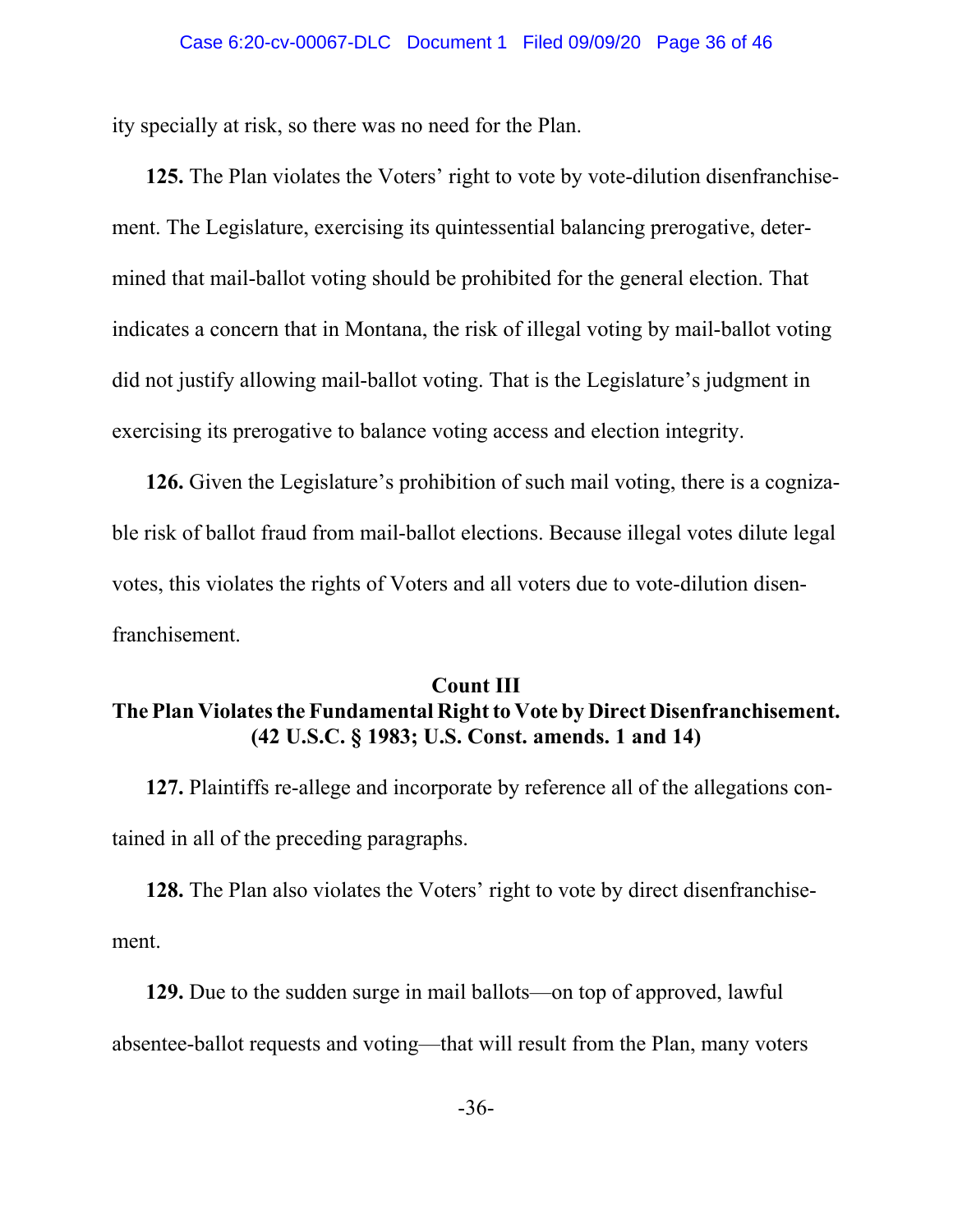ity specially at risk, so there was no need for the Plan.

**125.** The Plan violates the Voters' right to vote by vote-dilution disenfranchisement. The Legislature, exercising its quintessential balancing prerogative, determined that mail-ballot voting should be prohibited for the general election. That indicates a concern that in Montana, the risk of illegal voting by mail-ballot voting did not justify allowing mail-ballot voting. That is the Legislature's judgment in exercising its prerogative to balance voting access and election integrity.

**126.** Given the Legislature's prohibition of such mail voting, there is a cognizable risk of ballot fraud from mail-ballot elections. Because illegal votes dilute legal votes, this violates the rights of Voters and all voters due to vote-dilution disenfranchisement.

## Count III
## The Plan Violates the Fundamental Right to Vote by Direct Disenfranchisement. (42 U.S.C. § 1983; U.S. Const. amends. 1 and 14)

**127.** Plaintiffs re-allege and incorporate by reference all of the allegations contained in all of the preceding paragraphs.

**128.** The Plan also violates the Voters' right to vote by direct disenfranchisement.

**129.** Due to the sudden surge in mail ballots—on top of approved, lawful absentee-ballot requests and voting—that will result from the Plan, many voters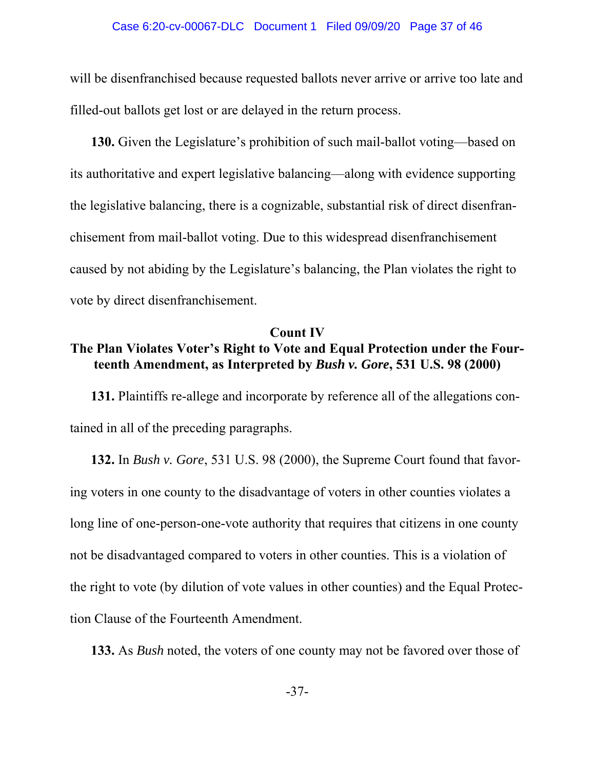will be disenfranchised because requested ballots never arrive or arrive too late and filled-out ballots get lost or are delayed in the return process.

**130.** Given the Legislature's prohibition of such mail-ballot voting—based on its authoritative and expert legislative balancing—along with evidence supporting the legislative balancing, there is a cognizable, substantial risk of direct disenfranchisement from mail-ballot voting. Due to this widespread disenfranchisement caused by not abiding by the Legislature's balancing, the Plan violates the right to vote by direct disenfranchisement.

## Count IV
## The Plan Violates Voter's Right to Vote and Equal Protection under the Fourteenth Amendment, as Interpreted by *Bush v. Gore*, 531 U.S. 98 (2000)

**131.** Plaintiffs re-allege and incorporate by reference all of the allegations contained in all of the preceding paragraphs.

**132.** In *Bush v. Gore*, 531 U.S. 98 (2000), the Supreme Court found that favoring voters in one county to the disadvantage of voters in other counties violates a long line of one-person-one-vote authority that requires that citizens in one county not be disadvantaged compared to voters in other counties. This is a violation of the right to vote (by dilution of vote values in other counties) and the Equal Protection Clause of the Fourteenth Amendment.

**133.** As *Bush* noted, the voters of one county may not be favored over those of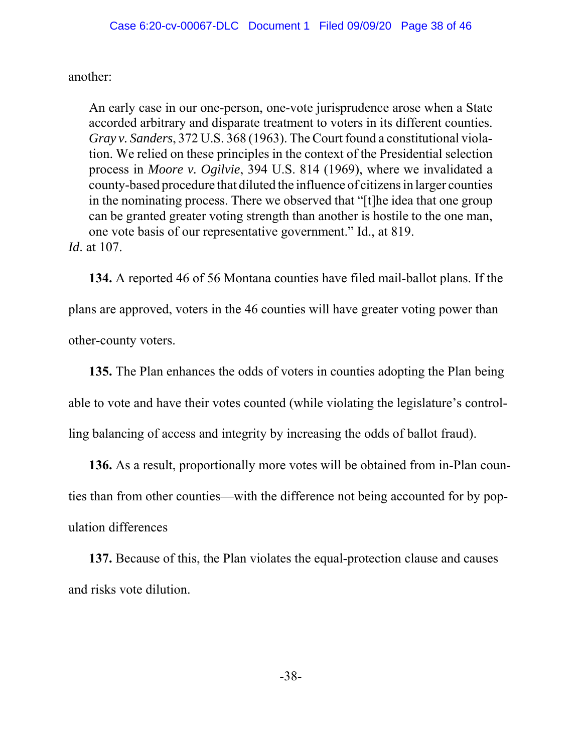another:

> An early case in our one-person, one-vote jurisprudence arose when a State accorded arbitrary and disparate treatment to voters in its different counties. *Gray v. Sanders*, 372 U.S. 368 (1963). The Court found a constitutional violation. We relied on these principles in the context of the Presidential selection process in *Moore v. Ogilvie*, 394 U.S. 814 (1969), where we invalidated a county-based procedure that diluted the influence of citizens in larger counties in the nominating process. There we observed that "[t]he idea that one group can be granted greater voting strength than another is hostile to the one man, one vote basis of our representative government." Id., at 819.

*Id*. at 107.

**134.** A reported 46 of 56 Montana counties have filed mail-ballot plans. If the plans are approved, voters in the 46 counties will have greater voting power than other-county voters.

**135.** The Plan enhances the odds of voters in counties adopting the Plan being able to vote and have their votes counted (while violating the legislature's controlling balancing of access and integrity by increasing the odds of ballot fraud).

**136.** As a result, proportionally more votes will be obtained from in-Plan counties than from other counties—with the difference not being accounted for by population differences

**137.** Because of this, the Plan violates the equal-protection clause and causes and risks vote dilution.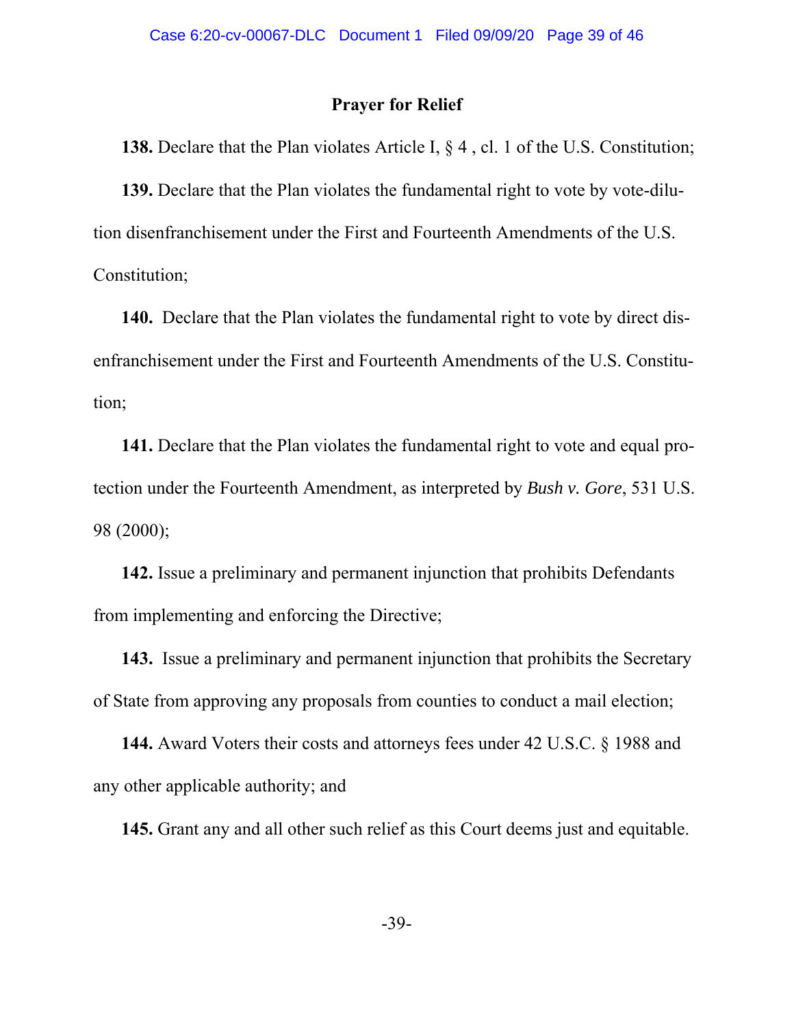## Prayer for Relief

**138.** Declare that the Plan violates Article I, § 4 , cl. 1 of the U.S. Constitution;

**139.** Declare that the Plan violates the fundamental right to vote by vote-dilution disenfranchisement under the First and Fourteenth Amendments of the U.S. Constitution;

**140.** Declare that the Plan violates the fundamental right to vote by direct disenfranchisement under the First and Fourteenth Amendments of the U.S. Constitution;

**141.** Declare that the Plan violates the fundamental right to vote and equal protection under the Fourteenth Amendment, as interpreted by *Bush v. Gore*, 531 U.S. 98 (2000);

**142.** Issue a preliminary and permanent injunction that prohibits Defendants from implementing and enforcing the Directive;

**143.** Issue a preliminary and permanent injunction that prohibits the Secretary of State from approving any proposals from counties to conduct a mail election;

**144.** Award Voters their costs and attorneys fees under 42 U.S.C. § 1988 and any other applicable authority; and

**145.** Grant any and all other such relief as this Court deems just and equitable.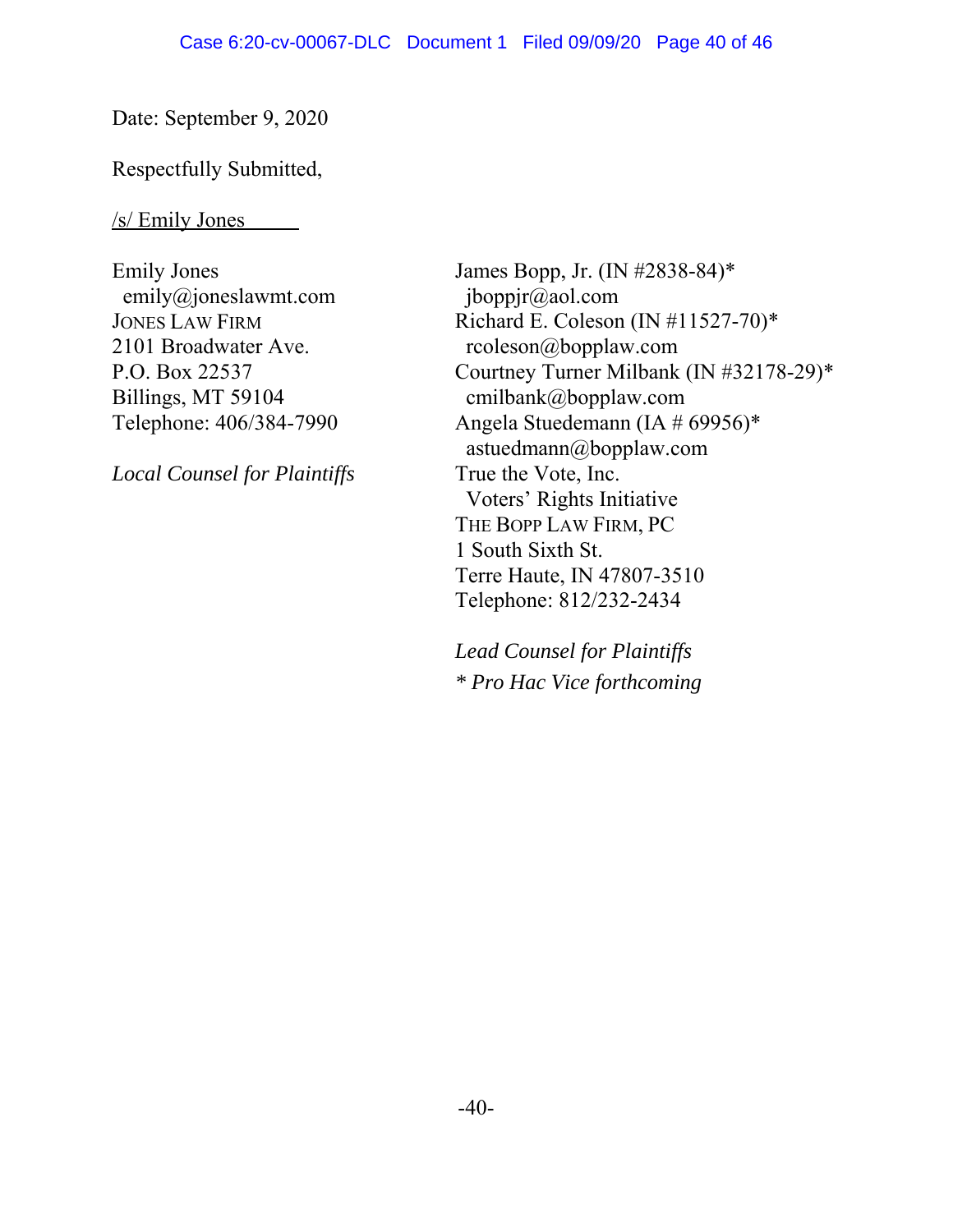Date: September 9, 2020

Respectfully Submitted,

/s/ Emily Jones

Emily Jones
emily@joneslawmt.com
JONES LAW FIRM
2101 Broadwater Ave.
P.O. Box 22537
Billings, MT 59104
Telephone: 406/384-7990

*Local Counsel for Plaintiffs*

James Bopp, Jr. (IN #2838-84)*
jboppjr@aol.com
Richard E. Coleson (IN #11527-70)*
rcoleson@bopplaw.com
Courtney Turner Milbank (IN #32178-29)*
cmilbank@bopplaw.com
Angela Stuedemann (IA # 69956)*
astuedmann@bopplaw.com
True the Vote, Inc.
Voters' Rights Initiative
THE BOPP LAW FIRM, PC
1 South Sixth St.
Terre Haute, IN 47807-3510
Telephone: 812/232-2434

*Lead Counsel for Plaintiffs*
*\* Pro Hac Vice forthcoming*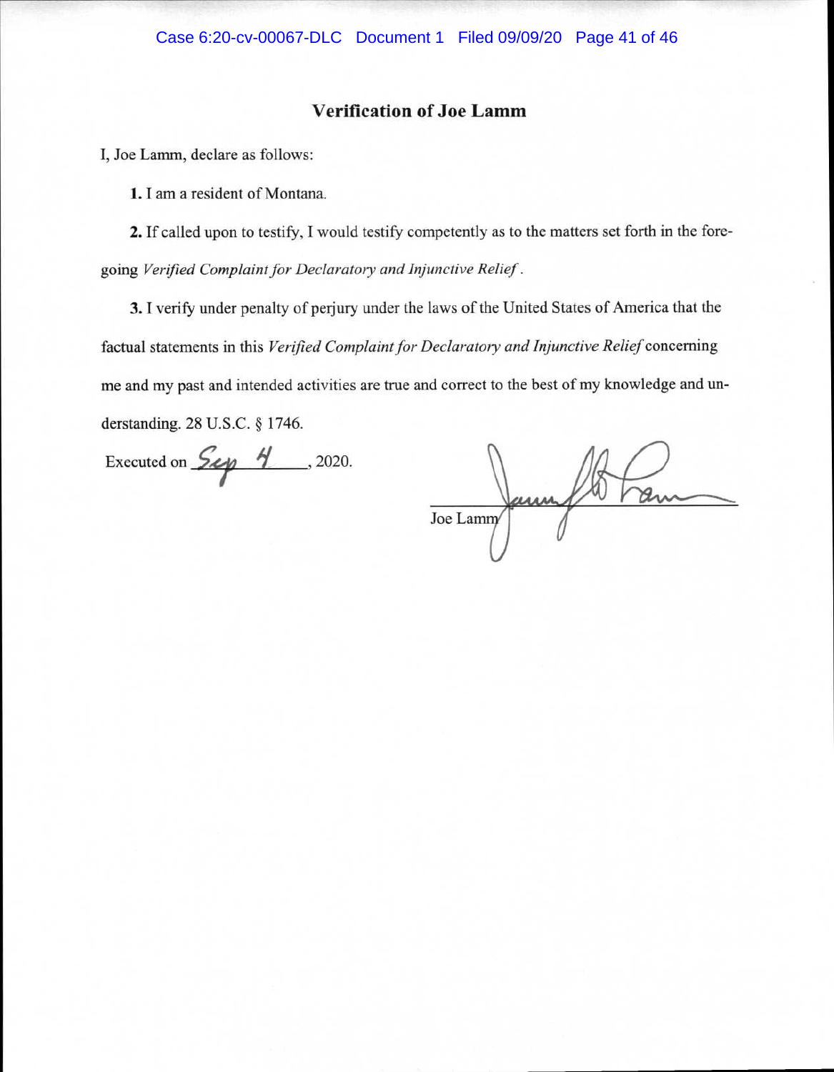## Verification of Joe Lamm

I, Joe Lamm, declare as follows:

**1.** I am a resident of Montana.

**2.** If called upon to testify, I would testify competently as to the matters set forth in the foregoing *Verified Complaint for Declaratory and Injunctive Relief*.

**3.** I verify under penalty of perjury under the laws of the United States of America that the factual statements in this *Verified Complaint for Declaratory and Injunctive Relief* concerning me and my past and intended activities are true and correct to the best of my knowledge and understanding. 28 U.S.C. § 1746.

Executed on Sep 4, 2020.

Joe Lamm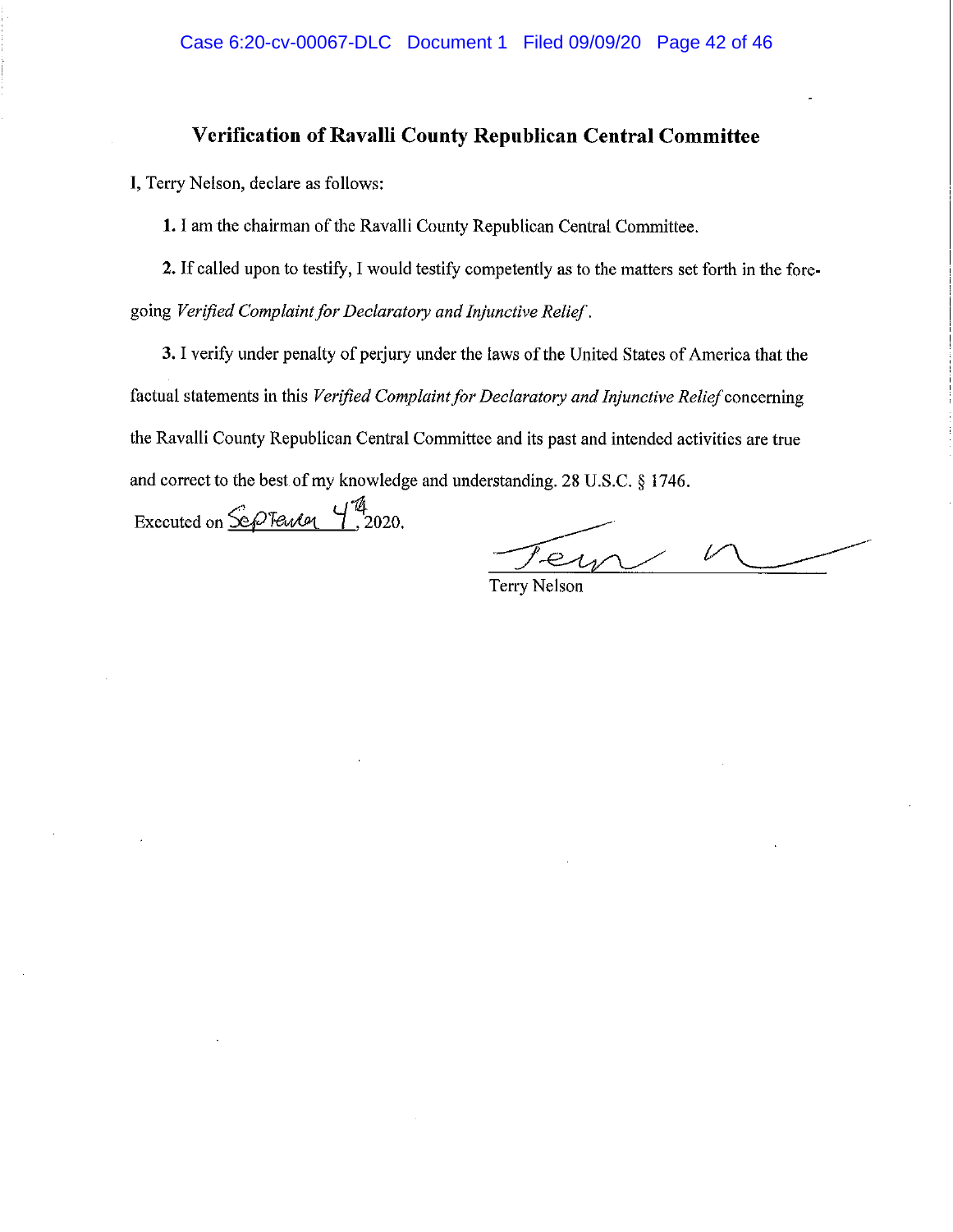## Verification of Ravalli County Republican Central Committee

I, Terry Nelson, declare as follows:

**1.** I am the chairman of the Ravalli County Republican Central Committee.

**2.** If called upon to testify, I would testify competently as to the matters set forth in the foregoing *Verified Complaint for Declaratory and Injunctive Relief*.

**3.** I verify under penalty of perjury under the laws of the United States of America that the factual statements in this *Verified Complaint for Declaratory and Injunctive Relief* concerning the Ravalli County Republican Central Committee and its past and intended activities are true and correct to the best of my knowledge and understanding. 28 U.S.C. § 1746.

Executed on September 4th, 2020.

Terry Nelson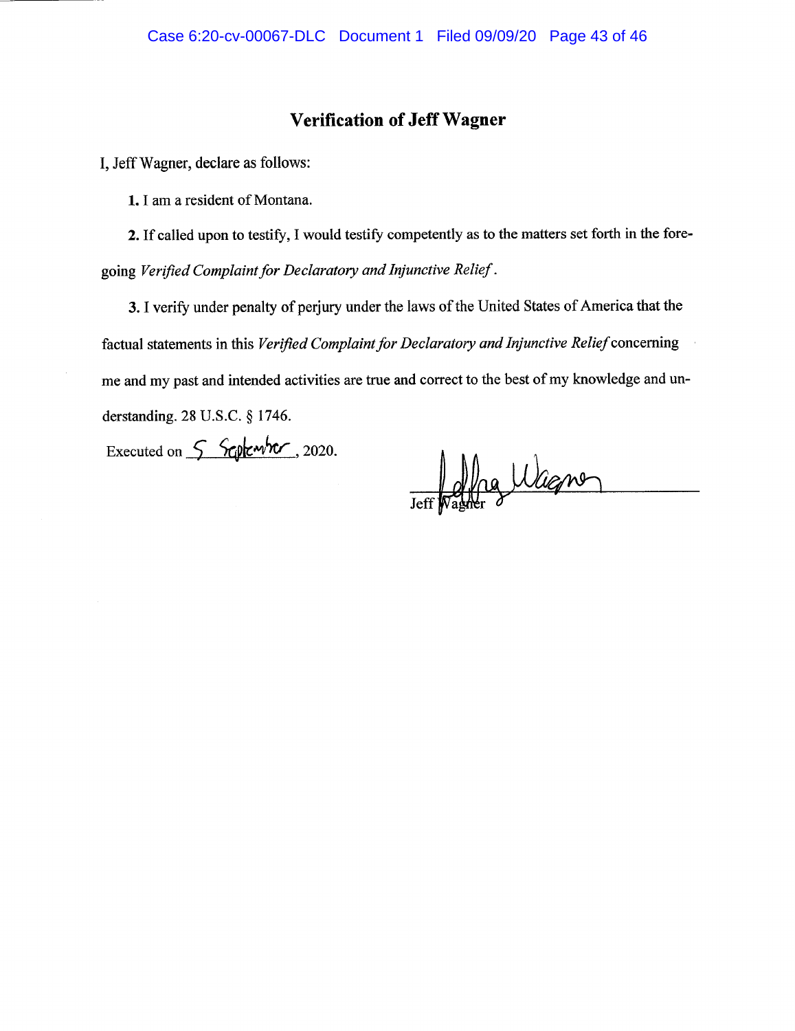## Verification of Jeff Wagner

I, Jeff Wagner, declare as follows:

**1.** I am a resident of Montana.

**2.** If called upon to testify, I would testify competently as to the matters set forth in the foregoing *Verified Complaint for Declaratory and Injunctive Relief*.

**3.** I verify under penalty of perjury under the laws of the United States of America that the factual statements in this *Verified Complaint for Declaratory and Injunctive Relief* concerning me and my past and intended activities are true and correct to the best of my knowledge and understanding. 28 U.S.C. § 1746.

Executed on 5 September, 2020.

Jeff Wagner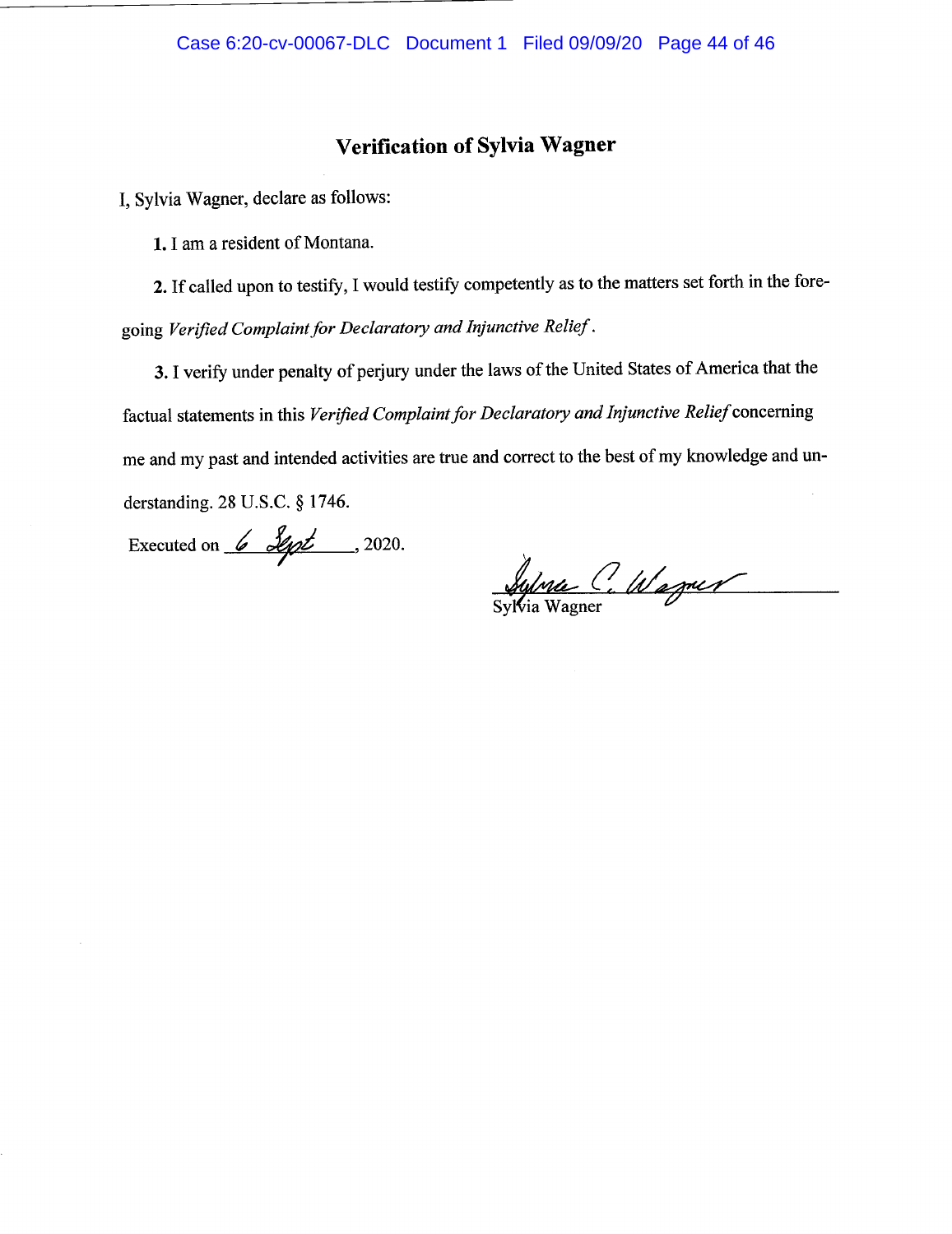## Verification of Sylvia Wagner

I, Sylvia Wagner, declare as follows:

**1.** I am a resident of Montana.

**2.** If called upon to testify, I would testify competently as to the matters set forth in the foregoing *Verified Complaint for Declaratory and Injunctive Relief*.

**3.** I verify under penalty of perjury under the laws of the United States of America that the factual statements in this *Verified Complaint for Declaratory and Injunctive Relief* concerning me and my past and intended activities are true and correct to the best of my knowledge and understanding. 28 U.S.C. § 1746.

Executed on 6 Sept, 2020.

Sylvia C. Wagner
Sylvia Wagner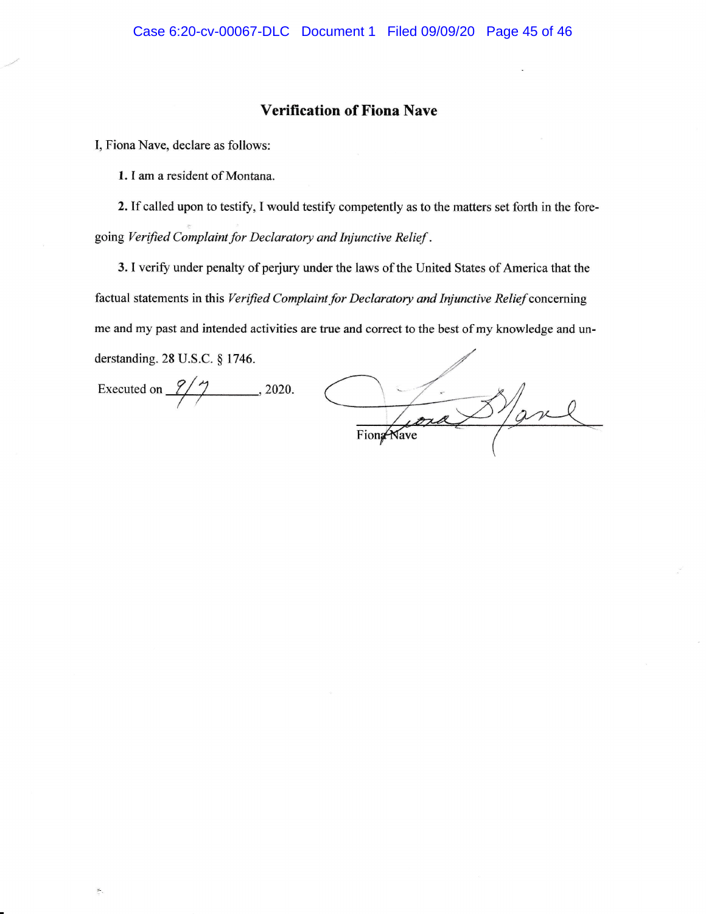## Verification of Fiona Nave

I, Fiona Nave, declare as follows:

**1.** I am a resident of Montana.

**2.** If called upon to testify, I would testify competently as to the matters set forth in the foregoing *Verified Complaint for Declaratory and Injunctive Relief*.

**3.** I verify under penalty of perjury under the laws of the United States of America that the factual statements in this *Verified Complaint for Declaratory and Injunctive Relief* concerning me and my past and intended activities are true and correct to the best of my knowledge and understanding. 28 U.S.C. § 1746.

Executed on 9/7, 2020.

Fiona Nave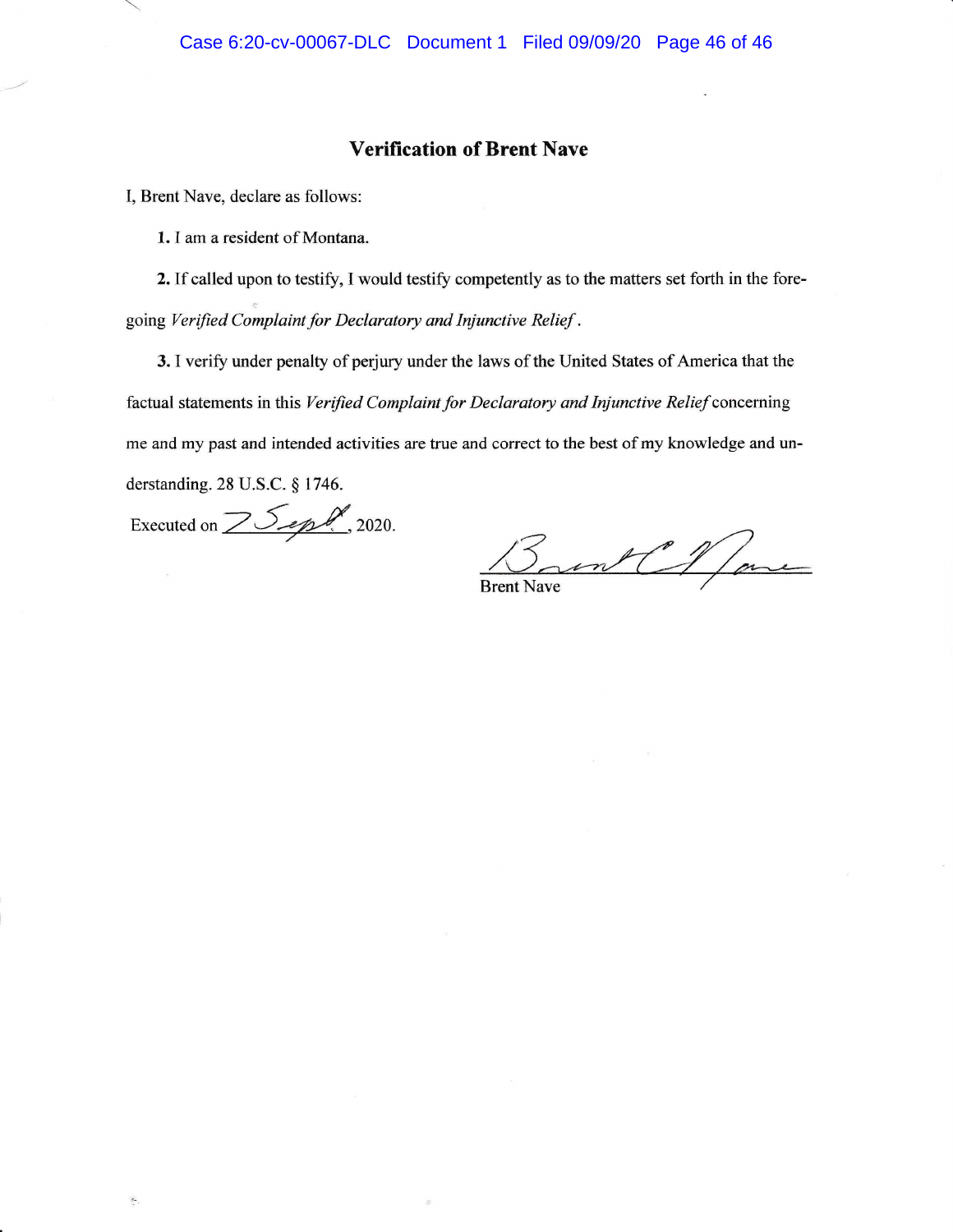## Verification of Brent Nave

I, Brent Nave, declare as follows:

**1.** I am a resident of Montana.

**2.** If called upon to testify, I would testify competently as to the matters set forth in the foregoing *Verified Complaint for Declaratory and Injunctive Relief*.

**3.** I verify under penalty of perjury under the laws of the United States of America that the factual statements in this *Verified Complaint for Declaratory and Injunctive Relief* concerning me and my past and intended activities are true and correct to the best of my knowledge and understanding. 28 U.S.C. § 1746.

Executed on 7 Sept, 2020.

Brent Nave